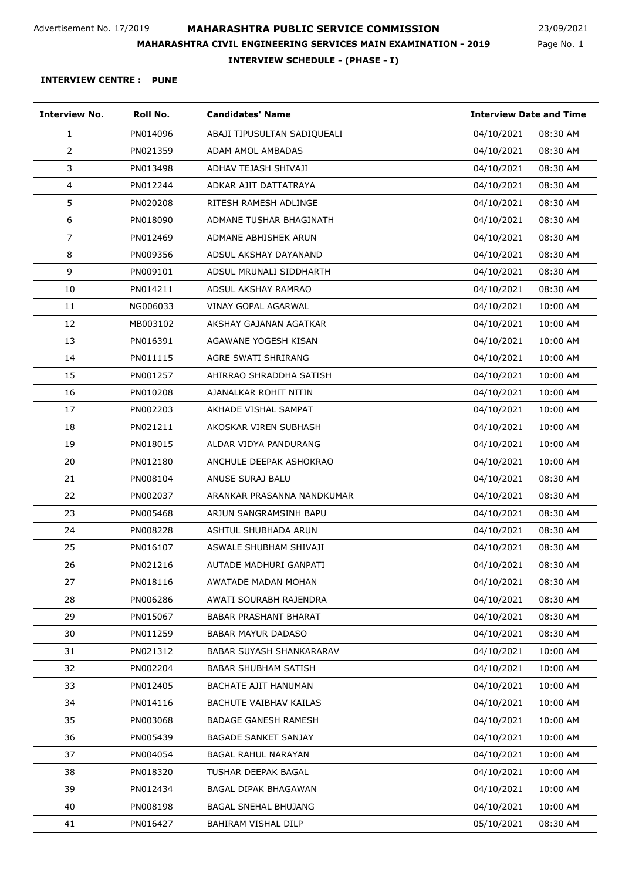Advertisement No. 17/2019

# MAHARASHTRA PUBLIC SERVICE COMMISSION

23/09/2021

## MAHARASHTRA CIVIL ENGINEERING SERVICES MAIN EXAMINATION - 2019

### INTERVIEW SCHEDULE - (PHASE - I)

**INTERVIEW CENTRE : PUNE**

| Interview No. | Roll No. | Candidates' Name | Interview Date and Time | |
|---|---|---|---|---|
| 1 | PN014096 | ABAJI TIPUSULTAN SADIQUEALI | 04/10/2021 | 08:30 AM |
| 2 | PN021359 | ADAM AMOL AMBADAS | 04/10/2021 | 08:30 AM |
| 3 | PN013498 | ADHAV TEJASH SHIVAJI | 04/10/2021 | 08:30 AM |
| 4 | PN012244 | ADKAR AJIT DATTATRAYA | 04/10/2021 | 08:30 AM |
| 5 | PN020208 | RITESH RAMESH ADLINGE | 04/10/2021 | 08:30 AM |
| 6 | PN018090 | ADMANE TUSHAR BHAGINATH | 04/10/2021 | 08:30 AM |
| 7 | PN012469 | ADMANE ABHISHEK ARUN | 04/10/2021 | 08:30 AM |
| 8 | PN009356 | ADSUL AKSHAY DAYANAND | 04/10/2021 | 08:30 AM |
| 9 | PN009101 | ADSUL MRUNALI SIDDHARTH | 04/10/2021 | 08:30 AM |
| 10 | PN014211 | ADSUL AKSHAY RAMRAO | 04/10/2021 | 08:30 AM |
| 11 | NG006033 | VINAY GOPAL AGARWAL | 04/10/2021 | 10:00 AM |
| 12 | MB003102 | AKSHAY GAJANAN AGATKAR | 04/10/2021 | 10:00 AM |
| 13 | PN016391 | AGAWANE YOGESH KISAN | 04/10/2021 | 10:00 AM |
| 14 | PN011115 | AGRE SWATI SHRIRANG | 04/10/2021 | 10:00 AM |
| 15 | PN001257 | AHIRRAO SHRADDHA SATISH | 04/10/2021 | 10:00 AM |
| 16 | PN010208 | AJANALKAR ROHIT NITIN | 04/10/2021 | 10:00 AM |
| 17 | PN002203 | AKHADE VISHAL SAMPAT | 04/10/2021 | 10:00 AM |
| 18 | PN021211 | AKOSKAR VIREN SUBHASH | 04/10/2021 | 10:00 AM |
| 19 | PN018015 | ALDAR VIDYA PANDURANG | 04/10/2021 | 10:00 AM |
| 20 | PN012180 | ANCHULE DEEPAK ASHOKRAO | 04/10/2021 | 10:00 AM |
| 21 | PN008104 | ANUSE SURAJ BALU | 04/10/2021 | 08:30 AM |
| 22 | PN002037 | ARANKAR PRASANNA NANDKUMAR | 04/10/2021 | 08:30 AM |
| 23 | PN005468 | ARJUN SANGRAMSINH BAPU | 04/10/2021 | 08:30 AM |
| 24 | PN008228 | ASHTUL SHUBHADA ARUN | 04/10/2021 | 08:30 AM |
| 25 | PN016107 | ASWALE SHUBHAM SHIVAJI | 04/10/2021 | 08:30 AM |
| 26 | PN021216 | AUTADE MADHURI GANPATI | 04/10/2021 | 08:30 AM |
| 27 | PN018116 | AWATADE MADAN MOHAN | 04/10/2021 | 08:30 AM |
| 28 | PN006286 | AWATI SOURABH RAJENDRA | 04/10/2021 | 08:30 AM |
| 29 | PN015067 | BABAR PRASHANT BHARAT | 04/10/2021 | 08:30 AM |
| 30 | PN011259 | BABAR MAYUR DADASO | 04/10/2021 | 08:30 AM |
| 31 | PN021312 | BABAR SUYASH SHANKARARAV | 04/10/2021 | 10:00 AM |
| 32 | PN002204 | BABAR SHUBHAM SATISH | 04/10/2021 | 10:00 AM |
| 33 | PN012405 | BACHATE AJIT HANUMAN | 04/10/2021 | 10:00 AM |
| 34 | PN014116 | BACHUTE VAIBHAV KAILAS | 04/10/2021 | 10:00 AM |
| 35 | PN003068 | BADAGE GANESH RAMESH | 04/10/2021 | 10:00 AM |
| 36 | PN005439 | BAGADE SANKET SANJAY | 04/10/2021 | 10:00 AM |
| 37 | PN004054 | BAGAL RAHUL NARAYAN | 04/10/2021 | 10:00 AM |
| 38 | PN018320 | TUSHAR DEEPAK BAGAL | 04/10/2021 | 10:00 AM |
| 39 | PN012434 | BAGAL DIPAK BHAGAWAN | 04/10/2021 | 10:00 AM |
| 40 | PN008198 | BAGAL SNEHAL BHUJANG | 04/10/2021 | 10:00 AM |
| 41 | PN016427 | BAHIRAM VISHAL DILP | 05/10/2021 | 08:30 AM |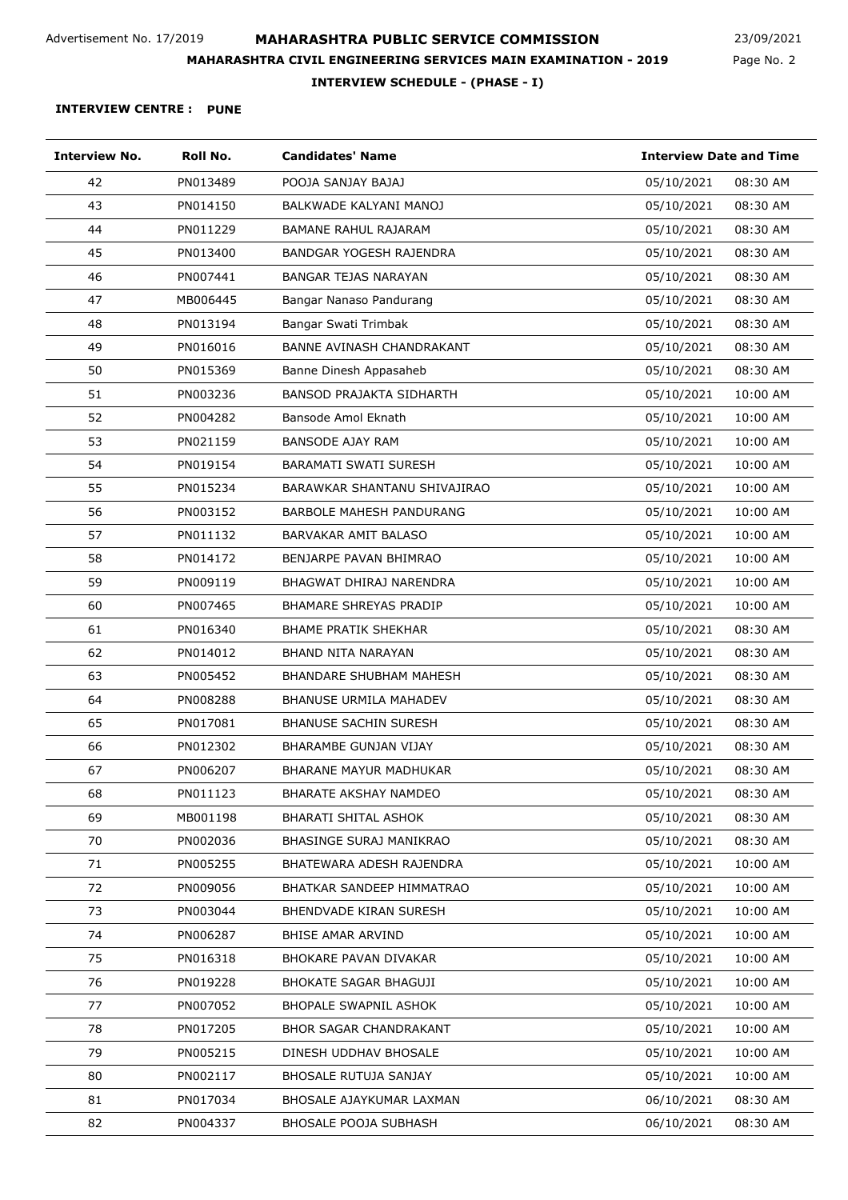Advertisement No. 17/2019

# MAHARASHTRA PUBLIC SERVICE COMMISSION

23/09/2021

## MAHARASHTRA CIVIL ENGINEERING SERVICES MAIN EXAMINATION - 2019

### INTERVIEW SCHEDULE - (PHASE - I)

**INTERVIEW CENTRE : PUNE**

| Interview No. | Roll No. | Candidates' Name | Interview Date and Time | |
|---|---|---|---|---|
| 42 | PN013489 | POOJA SANJAY BAJAJ | 05/10/2021 | 08:30 AM |
| 43 | PN014150 | BALKWADE KALYANI MANOJ | 05/10/2021 | 08:30 AM |
| 44 | PN011229 | BAMANE RAHUL RAJARAM | 05/10/2021 | 08:30 AM |
| 45 | PN013400 | BANDGAR YOGESH RAJENDRA | 05/10/2021 | 08:30 AM |
| 46 | PN007441 | BANGAR TEJAS NARAYAN | 05/10/2021 | 08:30 AM |
| 47 | MB006445 | Bangar Nanaso Pandurang | 05/10/2021 | 08:30 AM |
| 48 | PN013194 | Bangar Swati Trimbak | 05/10/2021 | 08:30 AM |
| 49 | PN016016 | BANNE AVINASH CHANDRAKANT | 05/10/2021 | 08:30 AM |
| 50 | PN015369 | Banne Dinesh Appasaheb | 05/10/2021 | 08:30 AM |
| 51 | PN003236 | BANSOD PRAJAKTA SIDHARTH | 05/10/2021 | 10:00 AM |
| 52 | PN004282 | Bansode Amol Eknath | 05/10/2021 | 10:00 AM |
| 53 | PN021159 | BANSODE AJAY RAM | 05/10/2021 | 10:00 AM |
| 54 | PN019154 | BARAMATI SWATI SURESH | 05/10/2021 | 10:00 AM |
| 55 | PN015234 | BARAWKAR SHANTANU SHIVAJIRAO | 05/10/2021 | 10:00 AM |
| 56 | PN003152 | BARBOLE MAHESH PANDURANG | 05/10/2021 | 10:00 AM |
| 57 | PN011132 | BARVAKAR AMIT BALASO | 05/10/2021 | 10:00 AM |
| 58 | PN014172 | BENJARPE PAVAN BHIMRAO | 05/10/2021 | 10:00 AM |
| 59 | PN009119 | BHAGWAT DHIRAJ NARENDRA | 05/10/2021 | 10:00 AM |
| 60 | PN007465 | BHAMARE SHREYAS PRADIP | 05/10/2021 | 10:00 AM |
| 61 | PN016340 | BHAME PRATIK SHEKHAR | 05/10/2021 | 08:30 AM |
| 62 | PN014012 | BHAND NITA NARAYAN | 05/10/2021 | 08:30 AM |
| 63 | PN005452 | BHANDARE SHUBHAM MAHESH | 05/10/2021 | 08:30 AM |
| 64 | PN008288 | BHANUSE URMILA MAHADEV | 05/10/2021 | 08:30 AM |
| 65 | PN017081 | BHANUSE SACHIN SURESH | 05/10/2021 | 08:30 AM |
| 66 | PN012302 | BHARAMBE GUNJAN VIJAY | 05/10/2021 | 08:30 AM |
| 67 | PN006207 | BHARANE MAYUR MADHUKAR | 05/10/2021 | 08:30 AM |
| 68 | PN011123 | BHARATE AKSHAY NAMDEO | 05/10/2021 | 08:30 AM |
| 69 | MB001198 | BHARATI SHITAL ASHOK | 05/10/2021 | 08:30 AM |
| 70 | PN002036 | BHASINGE SURAJ MANIKRAO | 05/10/2021 | 08:30 AM |
| 71 | PN005255 | BHATEWARA ADESH RAJENDRA | 05/10/2021 | 10:00 AM |
| 72 | PN009056 | BHATKAR SANDEEP HIMMATRAO | 05/10/2021 | 10:00 AM |
| 73 | PN003044 | BHENDVADE KIRAN SURESH | 05/10/2021 | 10:00 AM |
| 74 | PN006287 | BHISE AMAR ARVIND | 05/10/2021 | 10:00 AM |
| 75 | PN016318 | BHOKARE PAVAN DIVAKAR | 05/10/2021 | 10:00 AM |
| 76 | PN019228 | BHOKATE SAGAR BHAGUJI | 05/10/2021 | 10:00 AM |
| 77 | PN007052 | BHOPALE SWAPNIL ASHOK | 05/10/2021 | 10:00 AM |
| 78 | PN017205 | BHOR SAGAR CHANDRAKANT | 05/10/2021 | 10:00 AM |
| 79 | PN005215 | DINESH UDDHAV BHOSALE | 05/10/2021 | 10:00 AM |
| 80 | PN002117 | BHOSALE RUTUJA SANJAY | 05/10/2021 | 10:00 AM |
| 81 | PN017034 | BHOSALE AJAYKUMAR LAXMAN | 06/10/2021 | 08:30 AM |
| 82 | PN004337 | BHOSALE POOJA SUBHASH | 06/10/2021 | 08:30 AM |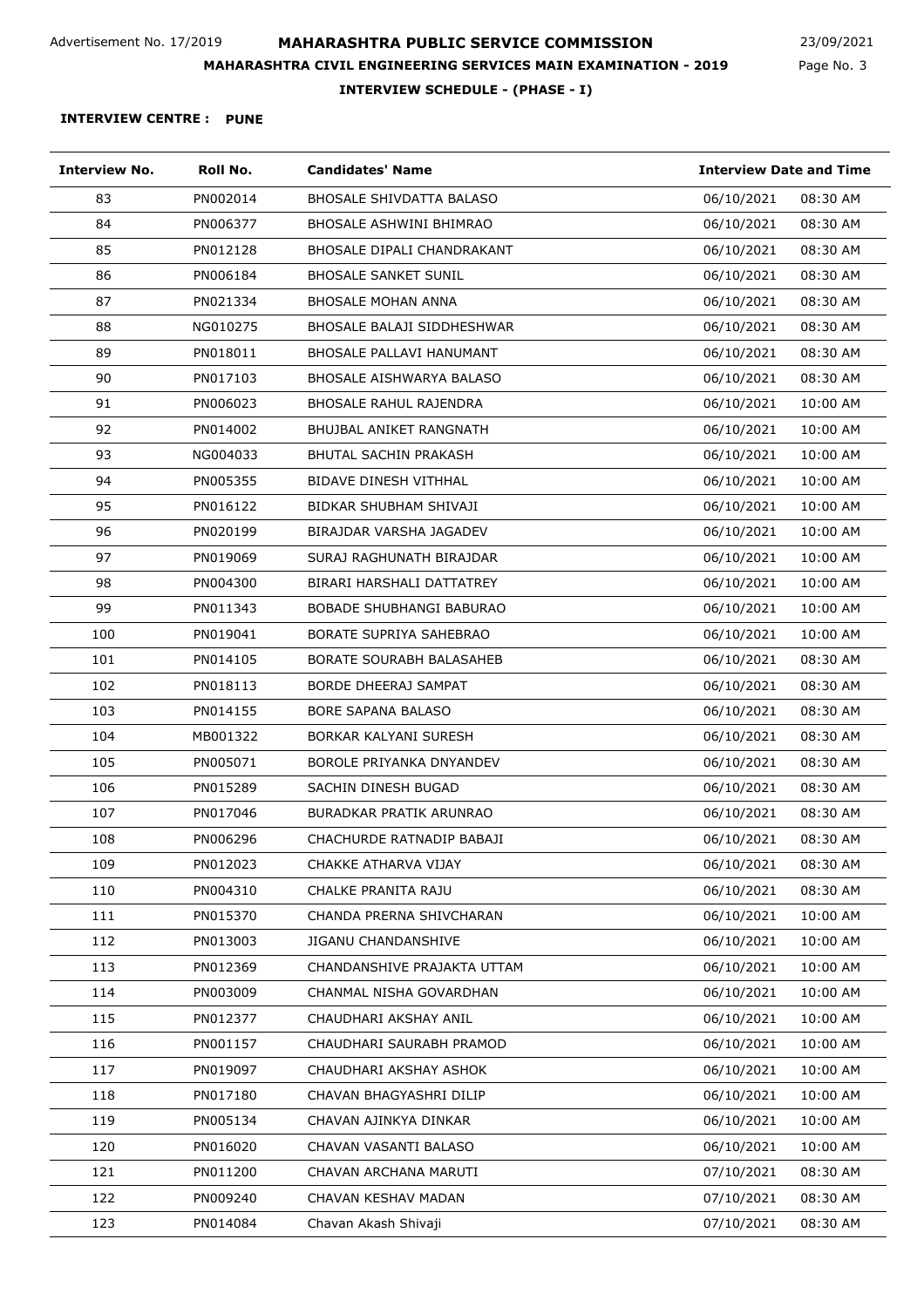Advertisement No. 17/2019

# MAHARASHTRA PUBLIC SERVICE COMMISSION

23/09/2021

## MAHARASHTRA CIVIL ENGINEERING SERVICES MAIN EXAMINATION - 2019

### INTERVIEW SCHEDULE - (PHASE - I)

**INTERVIEW CENTRE : PUNE**

| Interview No. | Roll No. | Candidates' Name | Interview Date and Time | |
|---|---|---|---|---|
| 83 | PN002014 | BHOSALE SHIVDATTA BALASO | 06/10/2021 | 08:30 AM |
| 84 | PN006377 | BHOSALE ASHWINI BHIMRAO | 06/10/2021 | 08:30 AM |
| 85 | PN012128 | BHOSALE DIPALI CHANDRAKANT | 06/10/2021 | 08:30 AM |
| 86 | PN006184 | BHOSALE SANKET SUNIL | 06/10/2021 | 08:30 AM |
| 87 | PN021334 | BHOSALE MOHAN ANNA | 06/10/2021 | 08:30 AM |
| 88 | NG010275 | BHOSALE BALAJI SIDDHESHWAR | 06/10/2021 | 08:30 AM |
| 89 | PN018011 | BHOSALE PALLAVI HANUMANT | 06/10/2021 | 08:30 AM |
| 90 | PN017103 | BHOSALE AISHWARYA BALASO | 06/10/2021 | 08:30 AM |
| 91 | PN006023 | BHOSALE RAHUL RAJENDRA | 06/10/2021 | 10:00 AM |
| 92 | PN014002 | BHUJBAL ANIKET RANGNATH | 06/10/2021 | 10:00 AM |
| 93 | NG004033 | BHUTAL SACHIN PRAKASH | 06/10/2021 | 10:00 AM |
| 94 | PN005355 | BIDAVE DINESH VITHHAL | 06/10/2021 | 10:00 AM |
| 95 | PN016122 | BIDKAR SHUBHAM SHIVAJI | 06/10/2021 | 10:00 AM |
| 96 | PN020199 | BIRAJDAR VARSHA JAGADEV | 06/10/2021 | 10:00 AM |
| 97 | PN019069 | SURAJ RAGHUNATH BIRAJDAR | 06/10/2021 | 10:00 AM |
| 98 | PN004300 | BIRARI HARSHALI DATTATREY | 06/10/2021 | 10:00 AM |
| 99 | PN011343 | BOBADE SHUBHANGI BABURAO | 06/10/2021 | 10:00 AM |
| 100 | PN019041 | BORATE SUPRIYA SAHEBRAO | 06/10/2021 | 10:00 AM |
| 101 | PN014105 | BORATE SOURABH BALASAHEB | 06/10/2021 | 08:30 AM |
| 102 | PN018113 | BORDE DHEERAJ SAMPAT | 06/10/2021 | 08:30 AM |
| 103 | PN014155 | BORE SAPANA BALASO | 06/10/2021 | 08:30 AM |
| 104 | MB001322 | BORKAR KALYANI SURESH | 06/10/2021 | 08:30 AM |
| 105 | PN005071 | BOROLE PRIYANKA DNYANDEV | 06/10/2021 | 08:30 AM |
| 106 | PN015289 | SACHIN DINESH BUGAD | 06/10/2021 | 08:30 AM |
| 107 | PN017046 | BURADKAR PRATIK ARUNRAO | 06/10/2021 | 08:30 AM |
| 108 | PN006296 | CHACHURDE RATNADIP BABAJI | 06/10/2021 | 08:30 AM |
| 109 | PN012023 | CHAKKE ATHARVA VIJAY | 06/10/2021 | 08:30 AM |
| 110 | PN004310 | CHALKE PRANITA RAJU | 06/10/2021 | 08:30 AM |
| 111 | PN015370 | CHANDA PRERNA SHIVCHARAN | 06/10/2021 | 10:00 AM |
| 112 | PN013003 | JIGANU CHANDANSHIVE | 06/10/2021 | 10:00 AM |
| 113 | PN012369 | CHANDANSHIVE PRAJAKTA UTTAM | 06/10/2021 | 10:00 AM |
| 114 | PN003009 | CHANMAL NISHA GOVARDHAN | 06/10/2021 | 10:00 AM |
| 115 | PN012377 | CHAUDHARI AKSHAY ANIL | 06/10/2021 | 10:00 AM |
| 116 | PN001157 | CHAUDHARI SAURABH PRAMOD | 06/10/2021 | 10:00 AM |
| 117 | PN019097 | CHAUDHARI AKSHAY ASHOK | 06/10/2021 | 10:00 AM |
| 118 | PN017180 | CHAVAN BHAGYASHRI DILIP | 06/10/2021 | 10:00 AM |
| 119 | PN005134 | CHAVAN AJINKYA DINKAR | 06/10/2021 | 10:00 AM |
| 120 | PN016020 | CHAVAN VASANTI BALASO | 06/10/2021 | 10:00 AM |
| 121 | PN011200 | CHAVAN ARCHANA MARUTI | 07/10/2021 | 08:30 AM |
| 122 | PN009240 | CHAVAN KESHAV MADAN | 07/10/2021 | 08:30 AM |
| 123 | PN014084 | Chavan Akash Shivaji | 07/10/2021 | 08:30 AM |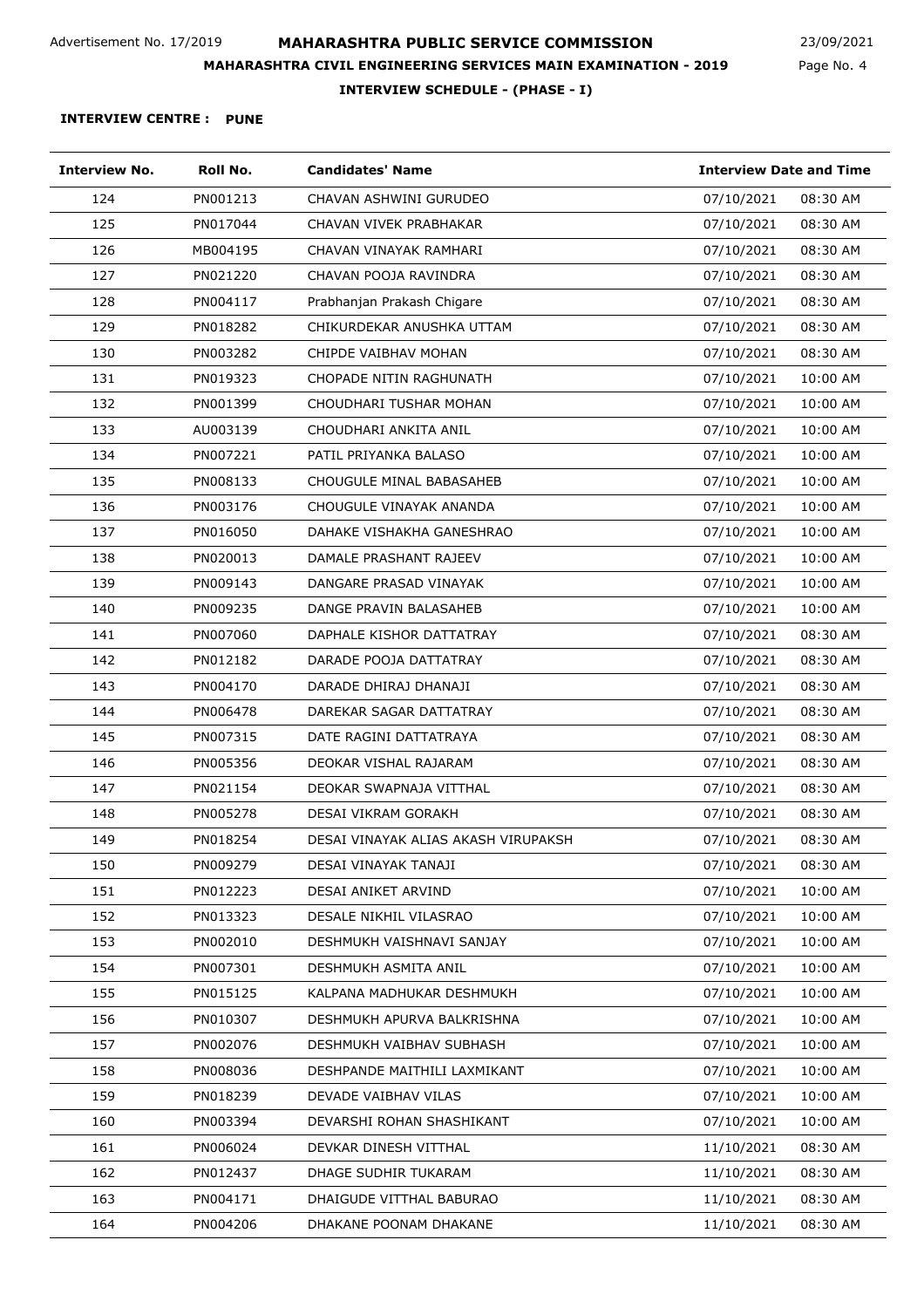Advertisement No. 17/2019

# MAHARASHTRA PUBLIC SERVICE COMMISSION

23/09/2021

**MAHARASHTRA CIVIL ENGINEERING SERVICES MAIN EXAMINATION - 2019**

**INTERVIEW SCHEDULE - (PHASE - I)**

**INTERVIEW CENTRE : PUNE**

| Interview No. | Roll No. | Candidates' Name | Interview Date and Time | |
|---|---|---|---|---|
| 124 | PN001213 | CHAVAN ASHWINI GURUDEO | 07/10/2021 | 08:30 AM |
| 125 | PN017044 | CHAVAN VIVEK PRABHAKAR | 07/10/2021 | 08:30 AM |
| 126 | MB004195 | CHAVAN VINAYAK RAMHARI | 07/10/2021 | 08:30 AM |
| 127 | PN021220 | CHAVAN POOJA RAVINDRA | 07/10/2021 | 08:30 AM |
| 128 | PN004117 | Prabhanjan Prakash Chigare | 07/10/2021 | 08:30 AM |
| 129 | PN018282 | CHIKURDEKAR ANUSHKA UTTAM | 07/10/2021 | 08:30 AM |
| 130 | PN003282 | CHIPDE VAIBHAV MOHAN | 07/10/2021 | 08:30 AM |
| 131 | PN019323 | CHOPADE NITIN RAGHUNATH | 07/10/2021 | 10:00 AM |
| 132 | PN001399 | CHOUDHARI TUSHAR MOHAN | 07/10/2021 | 10:00 AM |
| 133 | AU003139 | CHOUDHARI ANKITA ANIL | 07/10/2021 | 10:00 AM |
| 134 | PN007221 | PATIL PRIYANKA BALASO | 07/10/2021 | 10:00 AM |
| 135 | PN008133 | CHOUGULE MINAL BABASAHEB | 07/10/2021 | 10:00 AM |
| 136 | PN003176 | CHOUGULE VINAYAK ANANDA | 07/10/2021 | 10:00 AM |
| 137 | PN016050 | DAHAKE VISHAKHA GANESHRAO | 07/10/2021 | 10:00 AM |
| 138 | PN020013 | DAMALE PRASHANT RAJEEV | 07/10/2021 | 10:00 AM |
| 139 | PN009143 | DANGARE PRASAD VINAYAK | 07/10/2021 | 10:00 AM |
| 140 | PN009235 | DANGE PRAVIN BALASAHEB | 07/10/2021 | 10:00 AM |
| 141 | PN007060 | DAPHALE KISHOR DATTATRAY | 07/10/2021 | 08:30 AM |
| 142 | PN012182 | DARADE POOJA DATTATRAY | 07/10/2021 | 08:30 AM |
| 143 | PN004170 | DARADE DHIRAJ DHANAJI | 07/10/2021 | 08:30 AM |
| 144 | PN006478 | DAREKAR SAGAR DATTATRAY | 07/10/2021 | 08:30 AM |
| 145 | PN007315 | DATE RAGINI DATTATRAYA | 07/10/2021 | 08:30 AM |
| 146 | PN005356 | DEOKAR VISHAL RAJARAM | 07/10/2021 | 08:30 AM |
| 147 | PN021154 | DEOKAR SWAPNAJA VITTHAL | 07/10/2021 | 08:30 AM |
| 148 | PN005278 | DESAI VIKRAM GORAKH | 07/10/2021 | 08:30 AM |
| 149 | PN018254 | DESAI VINAYAK ALIAS AKASH VIRUPAKSH | 07/10/2021 | 08:30 AM |
| 150 | PN009279 | DESAI VINAYAK TANAJI | 07/10/2021 | 08:30 AM |
| 151 | PN012223 | DESAI ANIKET ARVIND | 07/10/2021 | 10:00 AM |
| 152 | PN013323 | DESALE NIKHIL VILASRAO | 07/10/2021 | 10:00 AM |
| 153 | PN002010 | DESHMUKH VAISHNAVI SANJAY | 07/10/2021 | 10:00 AM |
| 154 | PN007301 | DESHMUKH ASMITA ANIL | 07/10/2021 | 10:00 AM |
| 155 | PN015125 | KALPANA MADHUKAR DESHMUKH | 07/10/2021 | 10:00 AM |
| 156 | PN010307 | DESHMUKH APURVA BALKRISHNA | 07/10/2021 | 10:00 AM |
| 157 | PN002076 | DESHMUKH VAIBHAV SUBHASH | 07/10/2021 | 10:00 AM |
| 158 | PN008036 | DESHPANDE MAITHILI LAXMIKANT | 07/10/2021 | 10:00 AM |
| 159 | PN018239 | DEVADE VAIBHAV VILAS | 07/10/2021 | 10:00 AM |
| 160 | PN003394 | DEVARSHI ROHAN SHASHIKANT | 07/10/2021 | 10:00 AM |
| 161 | PN006024 | DEVKAR DINESH VITTHAL | 11/10/2021 | 08:30 AM |
| 162 | PN012437 | DHAGE SUDHIR TUKARAM | 11/10/2021 | 08:30 AM |
| 163 | PN004171 | DHAIGUDE VITTHAL BABURAO | 11/10/2021 | 08:30 AM |
| 164 | PN004206 | DHAKANE POONAM DHAKANE | 11/10/2021 | 08:30 AM |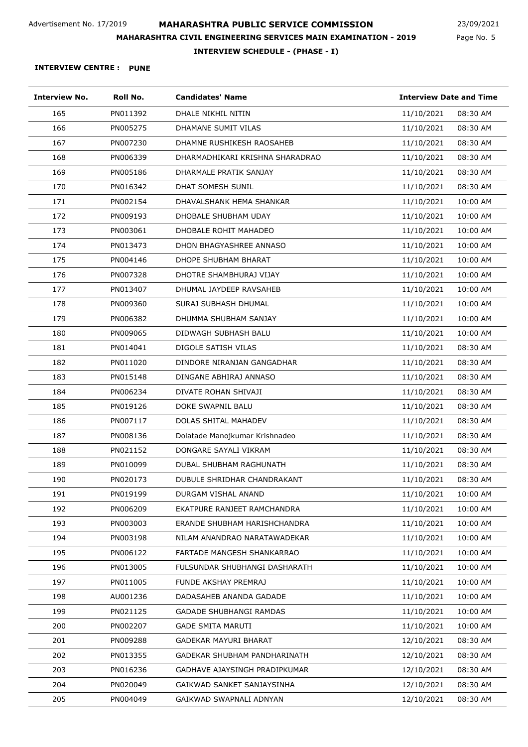**INTERVIEW CENTRE : PUNE**

| Interview No. | Roll No. | Candidates' Name | Interview Date and Time | |
|---|---|---|---|---|
| 165 | PN011392 | DHALE NIKHIL NITIN | 11/10/2021 | 08:30 AM |
| 166 | PN005275 | DHAMANE SUMIT VILAS | 11/10/2021 | 08:30 AM |
| 167 | PN007230 | DHAMNE RUSHIKESH RAOSAHEB | 11/10/2021 | 08:30 AM |
| 168 | PN006339 | DHARMADHIKARI KRISHNA SHARADRAO | 11/10/2021 | 08:30 AM |
| 169 | PN005186 | DHARMALE PRATIK SANJAY | 11/10/2021 | 08:30 AM |
| 170 | PN016342 | DHAT SOMESH SUNIL | 11/10/2021 | 08:30 AM |
| 171 | PN002154 | DHAVALSHANK HEMA SHANKAR | 11/10/2021 | 10:00 AM |
| 172 | PN009193 | DHOBALE SHUBHAM UDAY | 11/10/2021 | 10:00 AM |
| 173 | PN003061 | DHOBALE ROHIT MAHADEO | 11/10/2021 | 10:00 AM |
| 174 | PN013473 | DHON BHAGYASHREE ANNASO | 11/10/2021 | 10:00 AM |
| 175 | PN004146 | DHOPE SHUBHAM BHARAT | 11/10/2021 | 10:00 AM |
| 176 | PN007328 | DHOTRE SHAMBHURAJ VIJAY | 11/10/2021 | 10:00 AM |
| 177 | PN013407 | DHUMAL JAYDEEP RAVSAHEB | 11/10/2021 | 10:00 AM |
| 178 | PN009360 | SURAJ SUBHASH DHUMAL | 11/10/2021 | 10:00 AM |
| 179 | PN006382 | DHUMMA SHUBHAM SANJAY | 11/10/2021 | 10:00 AM |
| 180 | PN009065 | DIDWAGH SUBHASH BALU | 11/10/2021 | 10:00 AM |
| 181 | PN014041 | DIGOLE SATISH VILAS | 11/10/2021 | 08:30 AM |
| 182 | PN011020 | DINDORE NIRANJAN GANGADHAR | 11/10/2021 | 08:30 AM |
| 183 | PN015148 | DINGANE ABHIRAJ ANNASO | 11/10/2021 | 08:30 AM |
| 184 | PN006234 | DIVATE ROHAN SHIVAJI | 11/10/2021 | 08:30 AM |
| 185 | PN019126 | DOKE SWAPNIL BALU | 11/10/2021 | 08:30 AM |
| 186 | PN007117 | DOLAS SHITAL MAHADEV | 11/10/2021 | 08:30 AM |
| 187 | PN008136 | Dolatade Manojkumar Krishnadeo | 11/10/2021 | 08:30 AM |
| 188 | PN021152 | DONGARE SAYALI VIKRAM | 11/10/2021 | 08:30 AM |
| 189 | PN010099 | DUBAL SHUBHAM RAGHUNATH | 11/10/2021 | 08:30 AM |
| 190 | PN020173 | DUBULE SHRIDHAR CHANDRAKANT | 11/10/2021 | 08:30 AM |
| 191 | PN019199 | DURGAM VISHAL ANAND | 11/10/2021 | 10:00 AM |
| 192 | PN006209 | EKATPURE RANJEET RAMCHANDRA | 11/10/2021 | 10:00 AM |
| 193 | PN003003 | ERANDE SHUBHAM HARISHCHANDRA | 11/10/2021 | 10:00 AM |
| 194 | PN003198 | NILAM ANANDRAO NARATAWADEKAR | 11/10/2021 | 10:00 AM |
| 195 | PN006122 | FARTADE MANGESH SHANKARRAO | 11/10/2021 | 10:00 AM |
| 196 | PN013005 | FULSUNDAR SHUBHANGI DASHARATH | 11/10/2021 | 10:00 AM |
| 197 | PN011005 | FUNDE AKSHAY PREMRAJ | 11/10/2021 | 10:00 AM |
| 198 | AU001236 | DADASAHEB ANANDA GADADE | 11/10/2021 | 10:00 AM |
| 199 | PN021125 | GADADE SHUBHANGI RAMDAS | 11/10/2021 | 10:00 AM |
| 200 | PN002207 | GADE SMITA MARUTI | 11/10/2021 | 10:00 AM |
| 201 | PN009288 | GADEKAR MAYURI BHARAT | 12/10/2021 | 08:30 AM |
| 202 | PN013355 | GADEKAR SHUBHAM PANDHARINATH | 12/10/2021 | 08:30 AM |
| 203 | PN016236 | GADHAVE AJAYSINGH PRADIPKUMAR | 12/10/2021 | 08:30 AM |
| 204 | PN020049 | GAIKWAD SANKET SANJAYSINHA | 12/10/2021 | 08:30 AM |
| 205 | PN004049 | GAIKWAD SWAPNALI ADNYAN | 12/10/2021 | 08:30 AM |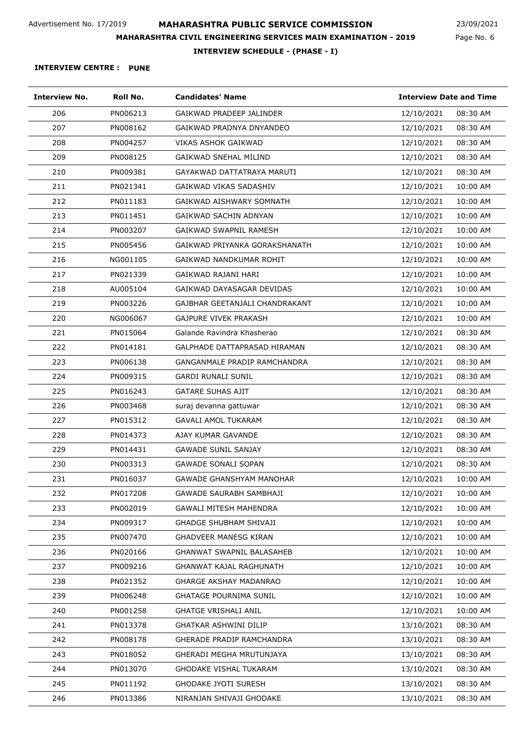**INTERVIEW CENTRE : PUNE**

| Interview No. | Roll No. | Candidates' Name | Interview Date and Time | |
|---|---|---|---|---|
| 206 | PN006213 | GAIKWAD PRADEEP JALINDER | 12/10/2021 | 08:30 AM |
| 207 | PN008162 | GAIKWAD PRADNYA DNYANDEO | 12/10/2021 | 08:30 AM |
| 208 | PN004257 | VIKAS ASHOK GAIKWAD | 12/10/2021 | 08:30 AM |
| 209 | PN008125 | GAIKWAD SNEHAL MILIND | 12/10/2021 | 08:30 AM |
| 210 | PN009381 | GAYAKWAD DATTATRAYA MARUTI | 12/10/2021 | 08:30 AM |
| 211 | PN021341 | GAIKWAD VIKAS SADASHIV | 12/10/2021 | 10:00 AM |
| 212 | PN011183 | GAIKWAD AISHWARY SOMNATH | 12/10/2021 | 10:00 AM |
| 213 | PN011451 | GAIKWAD SACHIN ADNYAN | 12/10/2021 | 10:00 AM |
| 214 | PN003207 | GAIKWAD SWAPNIL RAMESH | 12/10/2021 | 10:00 AM |
| 215 | PN005456 | GAIKWAD PRIYANKA GORAKSHANATH | 12/10/2021 | 10:00 AM |
| 216 | NG001105 | GAIKWAD NANDKUMAR ROHIT | 12/10/2021 | 10:00 AM |
| 217 | PN021339 | GAIKWAD RAJANI HARI | 12/10/2021 | 10:00 AM |
| 218 | AU005104 | GAIKWAD DAYASAGAR DEVIDAS | 12/10/2021 | 10:00 AM |
| 219 | PN003226 | GAJBHAR GEETANJALI CHANDRAKANT | 12/10/2021 | 10:00 AM |
| 220 | NG006067 | GAJPURE VIVEK PRAKASH | 12/10/2021 | 10:00 AM |
| 221 | PN015064 | Galande Ravindra Khasherao | 12/10/2021 | 08:30 AM |
| 222 | PN014181 | GALPHADE DATTAPRASAD HIRAMAN | 12/10/2021 | 08:30 AM |
| 223 | PN006138 | GANGANMALE PRADIP RAMCHANDRA | 12/10/2021 | 08:30 AM |
| 224 | PN009315 | GARDI RUNALI SUNIL | 12/10/2021 | 08:30 AM |
| 225 | PN016243 | GATARE SUHAS AJIT | 12/10/2021 | 08:30 AM |
| 226 | PN003468 | suraj devanna gattuwar | 12/10/2021 | 08:30 AM |
| 227 | PN015312 | GAVALI AMOL TUKARAM | 12/10/2021 | 08:30 AM |
| 228 | PN014373 | AJAY KUMAR GAVANDE | 12/10/2021 | 08:30 AM |
| 229 | PN014431 | GAWADE SUNIL SANJAY | 12/10/2021 | 08:30 AM |
| 230 | PN003313 | GAWADE SONALI SOPAN | 12/10/2021 | 08:30 AM |
| 231 | PN016037 | GAWADE GHANSHYAM MANOHAR | 12/10/2021 | 10:00 AM |
| 232 | PN017208 | GAWADE SAURABH SAMBHAJI | 12/10/2021 | 10:00 AM |
| 233 | PN002019 | GAWALI MITESH MAHENDRA | 12/10/2021 | 10:00 AM |
| 234 | PN009317 | GHADGE SHUBHAM SHIVAJI | 12/10/2021 | 10:00 AM |
| 235 | PN007470 | GHADVEER MANESG KIRAN | 12/10/2021 | 10:00 AM |
| 236 | PN020166 | GHANWAT SWAPNIL BALASAHEB | 12/10/2021 | 10:00 AM |
| 237 | PN009216 | GHANWAT KAJAL RAGHUNATH | 12/10/2021 | 10:00 AM |
| 238 | PN021352 | GHARGE AKSHAY MADANRAO | 12/10/2021 | 10:00 AM |
| 239 | PN006248 | GHATAGE POURNIMA SUNIL | 12/10/2021 | 10:00 AM |
| 240 | PN001258 | GHATGE VRISHALI ANIL | 12/10/2021 | 10:00 AM |
| 241 | PN013378 | GHATKAR ASHWINI DILIP | 13/10/2021 | 08:30 AM |
| 242 | PN008178 | GHERADE PRADIP RAMCHANDRA | 13/10/2021 | 08:30 AM |
| 243 | PN018052 | GHERADI MEGHA MRUTUNJAYA | 13/10/2021 | 08:30 AM |
| 244 | PN013070 | GHODAKE VISHAL TUKARAM | 13/10/2021 | 08:30 AM |
| 245 | PN011192 | GHODAKE JYOTI SURESH | 13/10/2021 | 08:30 AM |
| 246 | PN013386 | NIRANJAN SHIVAJI GHODAKE | 13/10/2021 | 08:30 AM |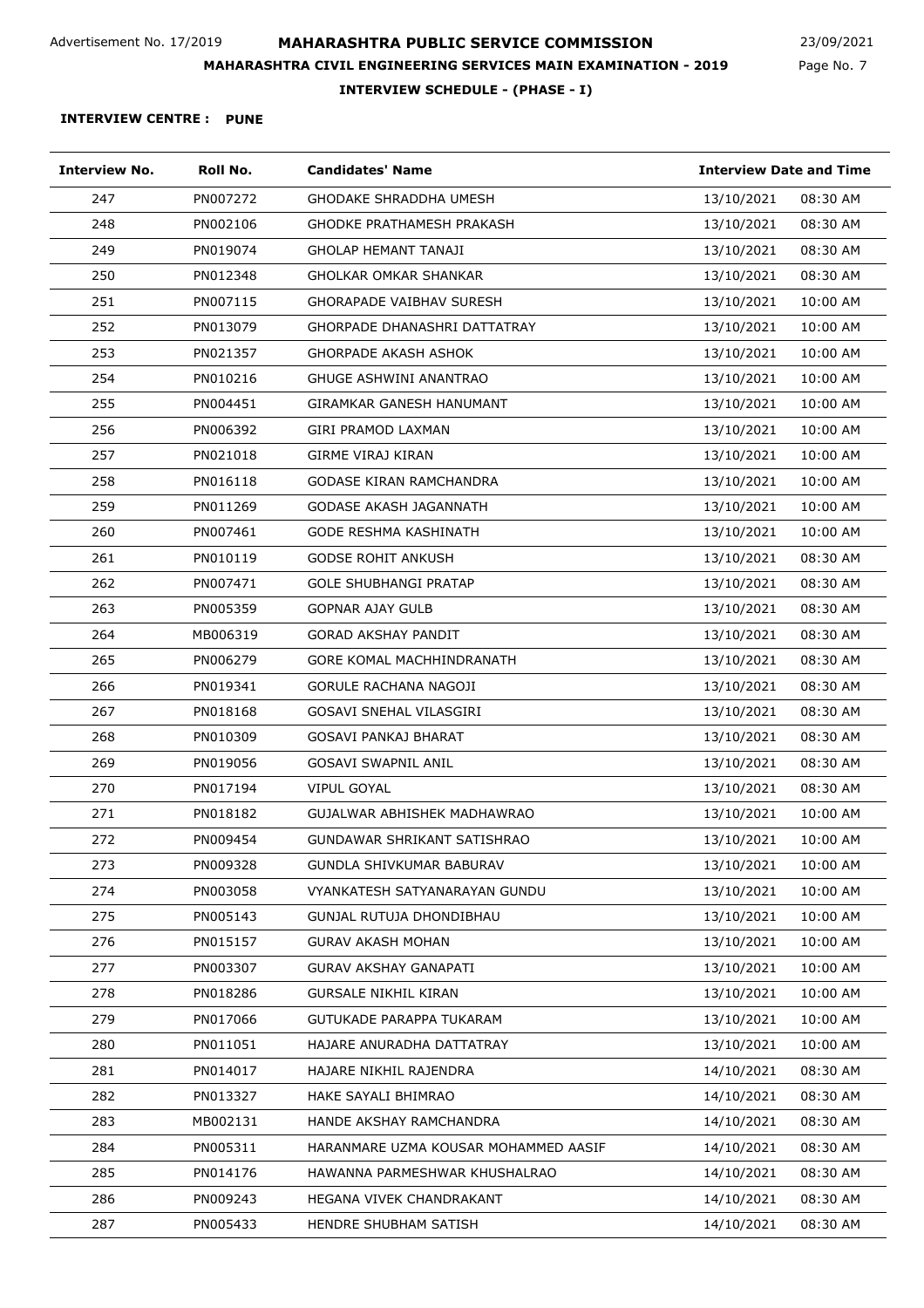Advertisement No. 17/2019

# MAHARASHTRA PUBLIC SERVICE COMMISSION

23/09/2021

## MAHARASHTRA CIVIL ENGINEERING SERVICES MAIN EXAMINATION - 2019

### INTERVIEW SCHEDULE - (PHASE - I)

**INTERVIEW CENTRE : PUNE**

| Interview No. | Roll No. | Candidates' Name | Interview Date and Time | |
|---|---|---|---|---|
| 247 | PN007272 | GHODAKE SHRADDHA UMESH | 13/10/2021 | 08:30 AM |
| 248 | PN002106 | GHODKE PRATHAMESH PRAKASH | 13/10/2021 | 08:30 AM |
| 249 | PN019074 | GHOLAP HEMANT TANAJI | 13/10/2021 | 08:30 AM |
| 250 | PN012348 | GHOLKAR OMKAR SHANKAR | 13/10/2021 | 08:30 AM |
| 251 | PN007115 | GHORAPADE VAIBHAV SURESH | 13/10/2021 | 10:00 AM |
| 252 | PN013079 | GHORPADE DHANASHRI DATTATRAY | 13/10/2021 | 10:00 AM |
| 253 | PN021357 | GHORPADE AKASH ASHOK | 13/10/2021 | 10:00 AM |
| 254 | PN010216 | GHUGE ASHWINI ANANTRAO | 13/10/2021 | 10:00 AM |
| 255 | PN004451 | GIRAMKAR GANESH HANUMANT | 13/10/2021 | 10:00 AM |
| 256 | PN006392 | GIRI PRAMOD LAXMAN | 13/10/2021 | 10:00 AM |
| 257 | PN021018 | GIRME VIRAJ KIRAN | 13/10/2021 | 10:00 AM |
| 258 | PN016118 | GODASE KIRAN RAMCHANDRA | 13/10/2021 | 10:00 AM |
| 259 | PN011269 | GODASE AKASH JAGANNATH | 13/10/2021 | 10:00 AM |
| 260 | PN007461 | GODE RESHMA KASHINATH | 13/10/2021 | 10:00 AM |
| 261 | PN010119 | GODSE ROHIT ANKUSH | 13/10/2021 | 08:30 AM |
| 262 | PN007471 | GOLE SHUBHANGI PRATAP | 13/10/2021 | 08:30 AM |
| 263 | PN005359 | GOPNAR AJAY GULB | 13/10/2021 | 08:30 AM |
| 264 | MB006319 | GORAD AKSHAY PANDIT | 13/10/2021 | 08:30 AM |
| 265 | PN006279 | GORE KOMAL MACHHINDRANATH | 13/10/2021 | 08:30 AM |
| 266 | PN019341 | GORULE RACHANA NAGOJI | 13/10/2021 | 08:30 AM |
| 267 | PN018168 | GOSAVI SNEHAL VILASGIRI | 13/10/2021 | 08:30 AM |
| 268 | PN010309 | GOSAVI PANKAJ BHARAT | 13/10/2021 | 08:30 AM |
| 269 | PN019056 | GOSAVI SWAPNIL ANIL | 13/10/2021 | 08:30 AM |
| 270 | PN017194 | VIPUL GOYAL | 13/10/2021 | 08:30 AM |
| 271 | PN018182 | GUJALWAR ABHISHEK MADHAWRAO | 13/10/2021 | 10:00 AM |
| 272 | PN009454 | GUNDAWAR SHRIKANT SATISHRAO | 13/10/2021 | 10:00 AM |
| 273 | PN009328 | GUNDLA SHIVKUMAR BABURAV | 13/10/2021 | 10:00 AM |
| 274 | PN003058 | VYANKATESH SATYANARAYAN GUNDU | 13/10/2021 | 10:00 AM |
| 275 | PN005143 | GUNJAL RUTUJA DHONDIBHAU | 13/10/2021 | 10:00 AM |
| 276 | PN015157 | GURAV AKASH MOHAN | 13/10/2021 | 10:00 AM |
| 277 | PN003307 | GURAV AKSHAY GANAPATI | 13/10/2021 | 10:00 AM |
| 278 | PN018286 | GURSALE NIKHIL KIRAN | 13/10/2021 | 10:00 AM |
| 279 | PN017066 | GUTUKADE PARAPPA TUKARAM | 13/10/2021 | 10:00 AM |
| 280 | PN011051 | HAJARE ANURADHA DATTATRAY | 13/10/2021 | 10:00 AM |
| 281 | PN014017 | HAJARE NIKHIL RAJENDRA | 14/10/2021 | 08:30 AM |
| 282 | PN013327 | HAKE SAYALI BHIMRAO | 14/10/2021 | 08:30 AM |
| 283 | MB002131 | HANDE AKSHAY RAMCHANDRA | 14/10/2021 | 08:30 AM |
| 284 | PN005311 | HARANMARE UZMA KOUSAR MOHAMMED AASIF | 14/10/2021 | 08:30 AM |
| 285 | PN014176 | HAWANNA PARMESHWAR KHUSHALRAO | 14/10/2021 | 08:30 AM |
| 286 | PN009243 | HEGANA VIVEK CHANDRAKANT | 14/10/2021 | 08:30 AM |
| 287 | PN005433 | HENDRE SHUBHAM SATISH | 14/10/2021 | 08:30 AM |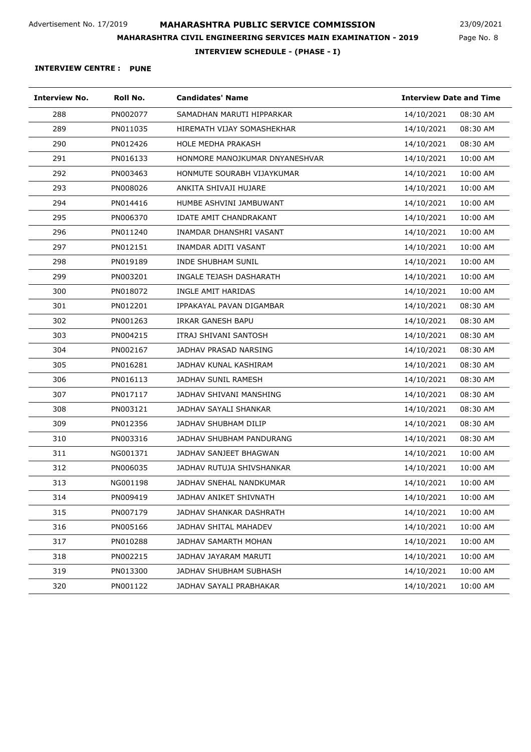Advertisement No. 17/2019

# MAHARASHTRA PUBLIC SERVICE COMMISSION

23/09/2021

## MAHARASHTRA CIVIL ENGINEERING SERVICES MAIN EXAMINATION - 2019

### INTERVIEW SCHEDULE - (PHASE - I)

**INTERVIEW CENTRE : PUNE**

| Interview No. | Roll No. | Candidates' Name | Interview Date and Time | |
|---|---|---|---|---|
| 288 | PN002077 | SAMADHAN MARUTI HIPPARKAR | 14/10/2021 | 08:30 AM |
| 289 | PN011035 | HIREMATH VIJAY SOMASHEKHAR | 14/10/2021 | 08:30 AM |
| 290 | PN012426 | HOLE MEDHA PRAKASH | 14/10/2021 | 08:30 AM |
| 291 | PN016133 | HONMORE MANOJKUMAR DNYANESHVAR | 14/10/2021 | 10:00 AM |
| 292 | PN003463 | HONMUTE SOURABH VIJAYKUMAR | 14/10/2021 | 10:00 AM |
| 293 | PN008026 | ANKITA SHIVAJI HUJARE | 14/10/2021 | 10:00 AM |
| 294 | PN014416 | HUMBE ASHVINI JAMBUWANT | 14/10/2021 | 10:00 AM |
| 295 | PN006370 | IDATE AMIT CHANDRAKANT | 14/10/2021 | 10:00 AM |
| 296 | PN011240 | INAMDAR DHANSHRI VASANT | 14/10/2021 | 10:00 AM |
| 297 | PN012151 | INAMDAR ADITI VASANT | 14/10/2021 | 10:00 AM |
| 298 | PN019189 | INDE SHUBHAM SUNIL | 14/10/2021 | 10:00 AM |
| 299 | PN003201 | INGALE TEJASH DASHARATH | 14/10/2021 | 10:00 AM |
| 300 | PN018072 | INGLE AMIT HARIDAS | 14/10/2021 | 10:00 AM |
| 301 | PN012201 | IPPAKAYAL PAVAN DIGAMBAR | 14/10/2021 | 08:30 AM |
| 302 | PN001263 | IRKAR GANESH BAPU | 14/10/2021 | 08:30 AM |
| 303 | PN004215 | ITRAJ SHIVANI SANTOSH | 14/10/2021 | 08:30 AM |
| 304 | PN002167 | JADHAV PRASAD NARSING | 14/10/2021 | 08:30 AM |
| 305 | PN016281 | JADHAV KUNAL KASHIRAM | 14/10/2021 | 08:30 AM |
| 306 | PN016113 | JADHAV SUNIL RAMESH | 14/10/2021 | 08:30 AM |
| 307 | PN017117 | JADHAV SHIVANI MANSHING | 14/10/2021 | 08:30 AM |
| 308 | PN003121 | JADHAV SAYALI SHANKAR | 14/10/2021 | 08:30 AM |
| 309 | PN012356 | JADHAV SHUBHAM DILIP | 14/10/2021 | 08:30 AM |
| 310 | PN003316 | JADHAV SHUBHAM PANDURANG | 14/10/2021 | 08:30 AM |
| 311 | NG001371 | JADHAV SANJEET BHAGWAN | 14/10/2021 | 10:00 AM |
| 312 | PN006035 | JADHAV RUTUJA SHIVSHANKAR | 14/10/2021 | 10:00 AM |
| 313 | NG001198 | JADHAV SNEHAL NANDKUMAR | 14/10/2021 | 10:00 AM |
| 314 | PN009419 | JADHAV ANIKET SHIVNATH | 14/10/2021 | 10:00 AM |
| 315 | PN007179 | JADHAV SHANKAR DASHRATH | 14/10/2021 | 10:00 AM |
| 316 | PN005166 | JADHAV SHITAL MAHADEV | 14/10/2021 | 10:00 AM |
| 317 | PN010288 | JADHAV SAMARTH MOHAN | 14/10/2021 | 10:00 AM |
| 318 | PN002215 | JADHAV JAYARAM MARUTI | 14/10/2021 | 10:00 AM |
| 319 | PN013300 | JADHAV SHUBHAM SUBHASH | 14/10/2021 | 10:00 AM |
| 320 | PN001122 | JADHAV SAYALI PRABHAKAR | 14/10/2021 | 10:00 AM |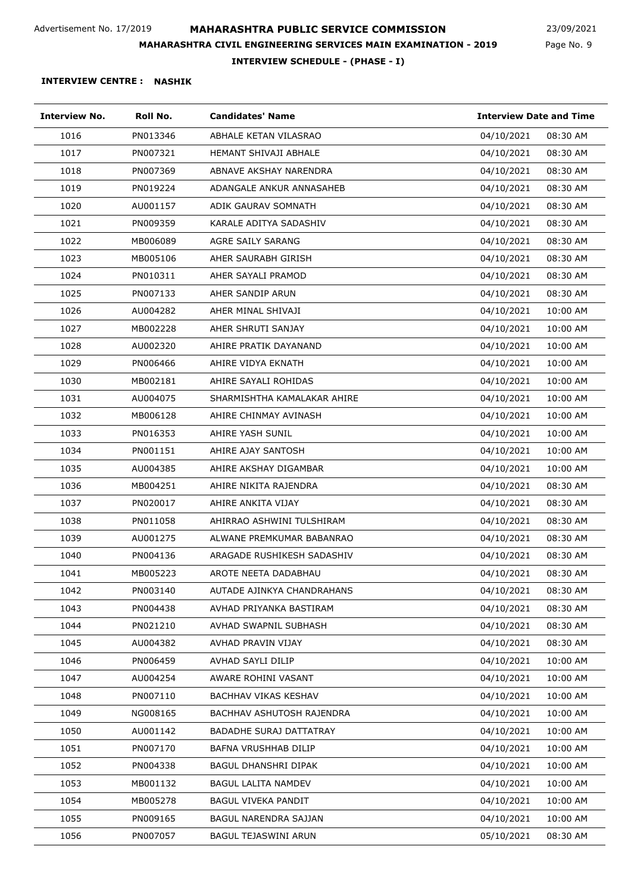**INTERVIEW CENTRE : NASHIK**

| Interview No. | Roll No. | Candidates' Name | Interview Date and Time | |
|---|---|---|---|---|
| 1016 | PN013346 | ABHALE KETAN VILASRAO | 04/10/2021 | 08:30 AM |
| 1017 | PN007321 | HEMANT SHIVAJI ABHALE | 04/10/2021 | 08:30 AM |
| 1018 | PN007369 | ABNAVE AKSHAY NARENDRA | 04/10/2021 | 08:30 AM |
| 1019 | PN019224 | ADANGALE ANKUR ANNASAHEB | 04/10/2021 | 08:30 AM |
| 1020 | AU001157 | ADIK GAURAV SOMNATH | 04/10/2021 | 08:30 AM |
| 1021 | PN009359 | KARALE ADITYA SADASHIV | 04/10/2021 | 08:30 AM |
| 1022 | MB006089 | AGRE SAILY SARANG | 04/10/2021 | 08:30 AM |
| 1023 | MB005106 | AHER SAURABH GIRISH | 04/10/2021 | 08:30 AM |
| 1024 | PN010311 | AHER SAYALI PRAMOD | 04/10/2021 | 08:30 AM |
| 1025 | PN007133 | AHER SANDIP ARUN | 04/10/2021 | 08:30 AM |
| 1026 | AU004282 | AHER MINAL SHIVAJI | 04/10/2021 | 10:00 AM |
| 1027 | MB002228 | AHER SHRUTI SANJAY | 04/10/2021 | 10:00 AM |
| 1028 | AU002320 | AHIRE PRATIK DAYANAND | 04/10/2021 | 10:00 AM |
| 1029 | PN006466 | AHIRE VIDYA EKNATH | 04/10/2021 | 10:00 AM |
| 1030 | MB002181 | AHIRE SAYALI ROHIDAS | 04/10/2021 | 10:00 AM |
| 1031 | AU004075 | SHARMISHTHA KAMALAKAR AHIRE | 04/10/2021 | 10:00 AM |
| 1032 | MB006128 | AHIRE CHINMAY AVINASH | 04/10/2021 | 10:00 AM |
| 1033 | PN016353 | AHIRE YASH SUNIL | 04/10/2021 | 10:00 AM |
| 1034 | PN001151 | AHIRE AJAY SANTOSH | 04/10/2021 | 10:00 AM |
| 1035 | AU004385 | AHIRE AKSHAY DIGAMBAR | 04/10/2021 | 10:00 AM |
| 1036 | MB004251 | AHIRE NIKITA RAJENDRA | 04/10/2021 | 08:30 AM |
| 1037 | PN020017 | AHIRE ANKITA VIJAY | 04/10/2021 | 08:30 AM |
| 1038 | PN011058 | AHIRRAO ASHWINI TULSHIRAM | 04/10/2021 | 08:30 AM |
| 1039 | AU001275 | ALWANE PREMKUMAR BABANRAO | 04/10/2021 | 08:30 AM |
| 1040 | PN004136 | ARAGADE RUSHIKESH SADASHIV | 04/10/2021 | 08:30 AM |
| 1041 | MB005223 | AROTE NEETA DADABHAU | 04/10/2021 | 08:30 AM |
| 1042 | PN003140 | AUTADE AJINKYA CHANDRAHANS | 04/10/2021 | 08:30 AM |
| 1043 | PN004438 | AVHAD PRIYANKA BASTIRAM | 04/10/2021 | 08:30 AM |
| 1044 | PN021210 | AVHAD SWAPNIL SUBHASH | 04/10/2021 | 08:30 AM |
| 1045 | AU004382 | AVHAD PRAVIN VIJAY | 04/10/2021 | 08:30 AM |
| 1046 | PN006459 | AVHAD SAYLI DILIP | 04/10/2021 | 10:00 AM |
| 1047 | AU004254 | AWARE ROHINI VASANT | 04/10/2021 | 10:00 AM |
| 1048 | PN007110 | BACHHAV VIKAS KESHAV | 04/10/2021 | 10:00 AM |
| 1049 | NG008165 | BACHHAV ASHUTOSH RAJENDRA | 04/10/2021 | 10:00 AM |
| 1050 | AU001142 | BADADHE SURAJ DATTATRAY | 04/10/2021 | 10:00 AM |
| 1051 | PN007170 | BAFNA VRUSHHAB DILIP | 04/10/2021 | 10:00 AM |
| 1052 | PN004338 | BAGUL DHANSHRI DIPAK | 04/10/2021 | 10:00 AM |
| 1053 | MB001132 | BAGUL LALITA NAMDEV | 04/10/2021 | 10:00 AM |
| 1054 | MB005278 | BAGUL VIVEKA PANDIT | 04/10/2021 | 10:00 AM |
| 1055 | PN009165 | BAGUL NARENDRA SAJJAN | 04/10/2021 | 10:00 AM |
| 1056 | PN007057 | BAGUL TEJASWINI ARUN | 05/10/2021 | 08:30 AM |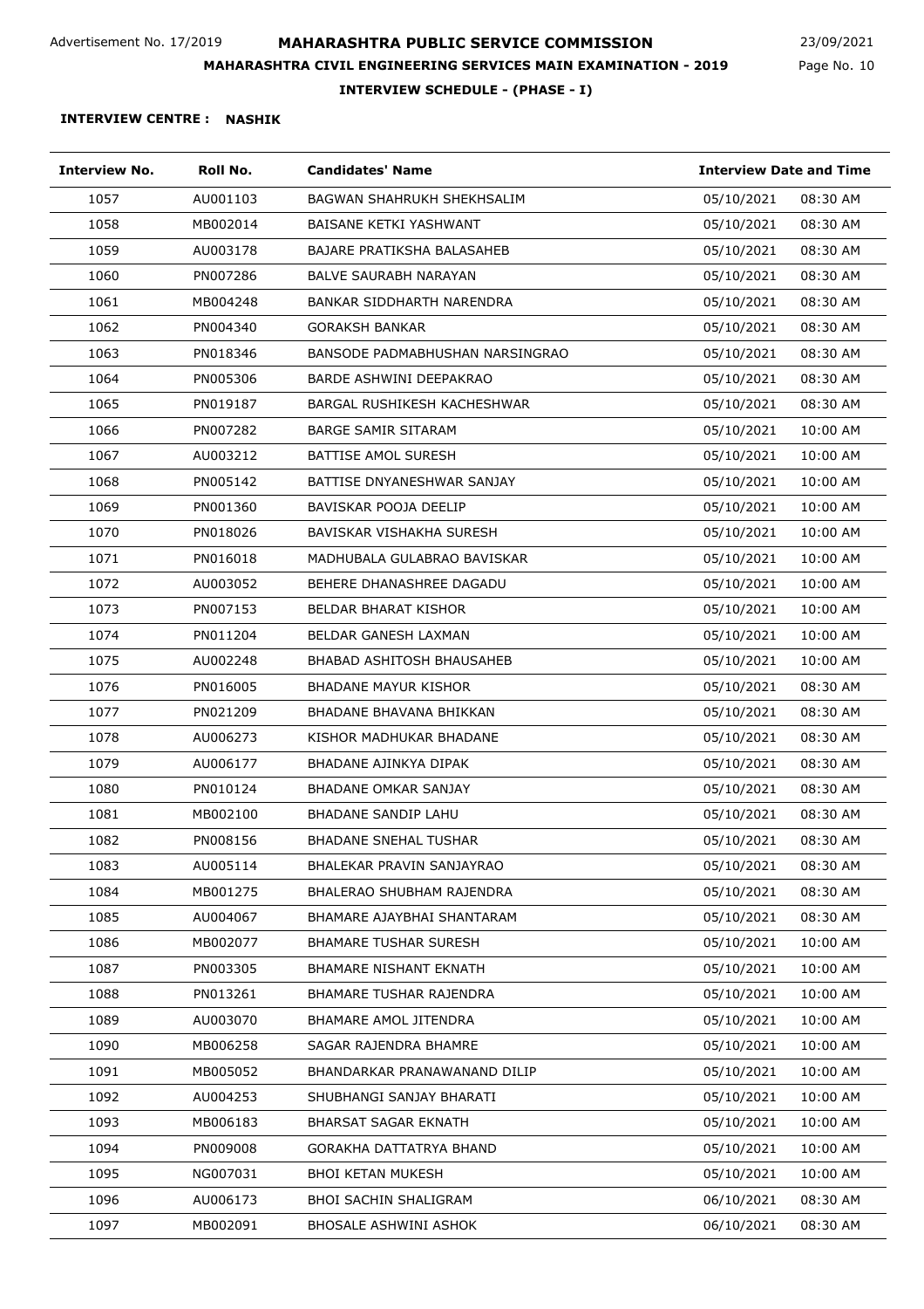Advertisement No. 17/2019

# MAHARASHTRA PUBLIC SERVICE COMMISSION

23/09/2021

## MAHARASHTRA CIVIL ENGINEERING SERVICES MAIN EXAMINATION - 2019

### INTERVIEW SCHEDULE - (PHASE - I)

**INTERVIEW CENTRE : NASHIK**

| Interview No. | Roll No. | Candidates' Name | Interview Date and Time | |
|---|---|---|---|---|
| 1057 | AU001103 | BAGWAN SHAHRUKH SHEKHSALIM | 05/10/2021 | 08:30 AM |
| 1058 | MB002014 | BAISANE KETKI YASHWANT | 05/10/2021 | 08:30 AM |
| 1059 | AU003178 | BAJARE PRATIKSHA BALASAHEB | 05/10/2021 | 08:30 AM |
| 1060 | PN007286 | BALVE SAURABH NARAYAN | 05/10/2021 | 08:30 AM |
| 1061 | MB004248 | BANKAR SIDDHARTH NARENDRA | 05/10/2021 | 08:30 AM |
| 1062 | PN004340 | GORAKSH BANKAR | 05/10/2021 | 08:30 AM |
| 1063 | PN018346 | BANSODE PADMABHUSHAN NARSINGRAO | 05/10/2021 | 08:30 AM |
| 1064 | PN005306 | BARDE ASHWINI DEEPAKRAO | 05/10/2021 | 08:30 AM |
| 1065 | PN019187 | BARGAL RUSHIKESH KACHESHWAR | 05/10/2021 | 08:30 AM |
| 1066 | PN007282 | BARGE SAMIR SITARAM | 05/10/2021 | 10:00 AM |
| 1067 | AU003212 | BATTISE AMOL SURESH | 05/10/2021 | 10:00 AM |
| 1068 | PN005142 | BATTISE DNYANESHWAR SANJAY | 05/10/2021 | 10:00 AM |
| 1069 | PN001360 | BAVISKAR POOJA DEELIP | 05/10/2021 | 10:00 AM |
| 1070 | PN018026 | BAVISKAR VISHAKHA SURESH | 05/10/2021 | 10:00 AM |
| 1071 | PN016018 | MADHUBALA GULABRAO BAVISKAR | 05/10/2021 | 10:00 AM |
| 1072 | AU003052 | BEHERE DHANASHREE DAGADU | 05/10/2021 | 10:00 AM |
| 1073 | PN007153 | BELDAR BHARAT KISHOR | 05/10/2021 | 10:00 AM |
| 1074 | PN011204 | BELDAR GANESH LAXMAN | 05/10/2021 | 10:00 AM |
| 1075 | AU002248 | BHABAD ASHITOSH BHAUSAHEB | 05/10/2021 | 10:00 AM |
| 1076 | PN016005 | BHADANE MAYUR KISHOR | 05/10/2021 | 08:30 AM |
| 1077 | PN021209 | BHADANE BHAVANA BHIKKAN | 05/10/2021 | 08:30 AM |
| 1078 | AU006273 | KISHOR MADHUKAR BHADANE | 05/10/2021 | 08:30 AM |
| 1079 | AU006177 | BHADANE AJINKYA DIPAK | 05/10/2021 | 08:30 AM |
| 1080 | PN010124 | BHADANE OMKAR SANJAY | 05/10/2021 | 08:30 AM |
| 1081 | MB002100 | BHADANE SANDIP LAHU | 05/10/2021 | 08:30 AM |
| 1082 | PN008156 | BHADANE SNEHAL TUSHAR | 05/10/2021 | 08:30 AM |
| 1083 | AU005114 | BHALEKAR PRAVIN SANJAYRAO | 05/10/2021 | 08:30 AM |
| 1084 | MB001275 | BHALERAO SHUBHAM RAJENDRA | 05/10/2021 | 08:30 AM |
| 1085 | AU004067 | BHAMARE AJAYBHAI SHANTARAM | 05/10/2021 | 08:30 AM |
| 1086 | MB002077 | BHAMARE TUSHAR SURESH | 05/10/2021 | 10:00 AM |
| 1087 | PN003305 | BHAMARE NISHANT EKNATH | 05/10/2021 | 10:00 AM |
| 1088 | PN013261 | BHAMARE TUSHAR RAJENDRA | 05/10/2021 | 10:00 AM |
| 1089 | AU003070 | BHAMARE AMOL JITENDRA | 05/10/2021 | 10:00 AM |
| 1090 | MB006258 | SAGAR RAJENDRA BHAMRE | 05/10/2021 | 10:00 AM |
| 1091 | MB005052 | BHANDARKAR PRANAWANAND DILIP | 05/10/2021 | 10:00 AM |
| 1092 | AU004253 | SHUBHANGI SANJAY BHARATI | 05/10/2021 | 10:00 AM |
| 1093 | MB006183 | BHARSAT SAGAR EKNATH | 05/10/2021 | 10:00 AM |
| 1094 | PN009008 | GORAKHA DATTATRYA BHAND | 05/10/2021 | 10:00 AM |
| 1095 | NG007031 | BHOI KETAN MUKESH | 05/10/2021 | 10:00 AM |
| 1096 | AU006173 | BHOI SACHIN SHALIGRAM | 06/10/2021 | 08:30 AM |
| 1097 | MB002091 | BHOSALE ASHWINI ASHOK | 06/10/2021 | 08:30 AM |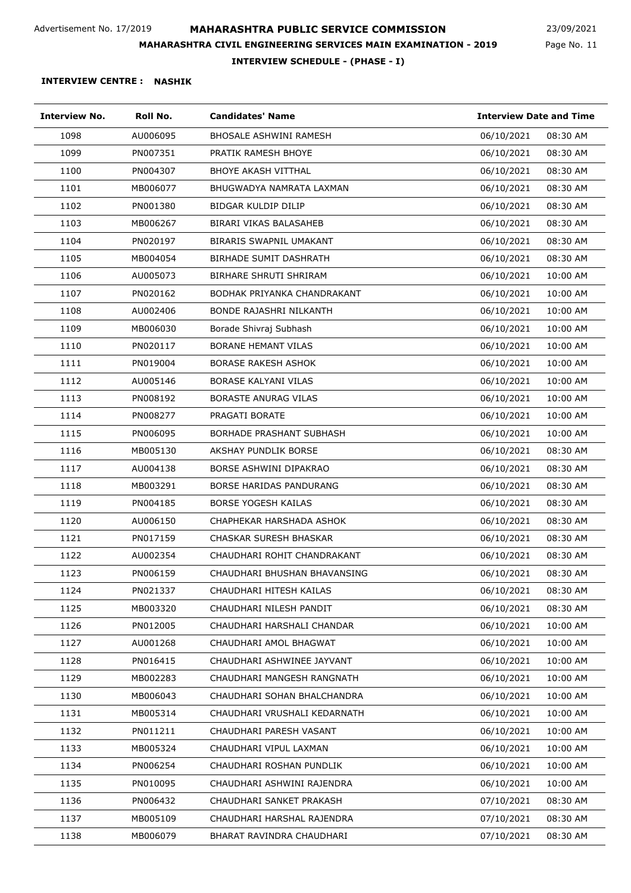Advertisement No. 17/2019

# MAHARASHTRA PUBLIC SERVICE COMMISSION

23/09/2021

## MAHARASHTRA CIVIL ENGINEERING SERVICES MAIN EXAMINATION - 2019

### INTERVIEW SCHEDULE - (PHASE - I)

**INTERVIEW CENTRE : NASHIK**

| Interview No. | Roll No. | Candidates' Name | Interview Date and Time | |
|---|---|---|---|---|
| 1098 | AU006095 | BHOSALE ASHWINI RAMESH | 06/10/2021 | 08:30 AM |
| 1099 | PN007351 | PRATIK RAMESH BHOYE | 06/10/2021 | 08:30 AM |
| 1100 | PN004307 | BHOYE AKASH VITTHAL | 06/10/2021 | 08:30 AM |
| 1101 | MB006077 | BHUGWADYA NAMRATA LAXMAN | 06/10/2021 | 08:30 AM |
| 1102 | PN001380 | BIDGAR KULDIP DILIP | 06/10/2021 | 08:30 AM |
| 1103 | MB006267 | BIRARI VIKAS BALASAHEB | 06/10/2021 | 08:30 AM |
| 1104 | PN020197 | BIRARIS SWAPNIL UMAKANT | 06/10/2021 | 08:30 AM |
| 1105 | MB004054 | BIRHADE SUMIT DASHRATH | 06/10/2021 | 08:30 AM |
| 1106 | AU005073 | BIRHARE SHRUTI SHRIRAM | 06/10/2021 | 10:00 AM |
| 1107 | PN020162 | BODHAK PRIYANKA CHANDRAKANT | 06/10/2021 | 10:00 AM |
| 1108 | AU002406 | BONDE RAJASHRI NILKANTH | 06/10/2021 | 10:00 AM |
| 1109 | MB006030 | Borade Shivraj Subhash | 06/10/2021 | 10:00 AM |
| 1110 | PN020117 | BORANE HEMANT VILAS | 06/10/2021 | 10:00 AM |
| 1111 | PN019004 | BORASE RAKESH ASHOK | 06/10/2021 | 10:00 AM |
| 1112 | AU005146 | BORASE KALYANI VILAS | 06/10/2021 | 10:00 AM |
| 1113 | PN008192 | BORASTE ANURAG VILAS | 06/10/2021 | 10:00 AM |
| 1114 | PN008277 | PRAGATI BORATE | 06/10/2021 | 10:00 AM |
| 1115 | PN006095 | BORHADE PRASHANT SUBHASH | 06/10/2021 | 10:00 AM |
| 1116 | MB005130 | AKSHAY PUNDLIK BORSE | 06/10/2021 | 08:30 AM |
| 1117 | AU004138 | BORSE ASHWINI DIPAKRAO | 06/10/2021 | 08:30 AM |
| 1118 | MB003291 | BORSE HARIDAS PANDURANG | 06/10/2021 | 08:30 AM |
| 1119 | PN004185 | BORSE YOGESH KAILAS | 06/10/2021 | 08:30 AM |
| 1120 | AU006150 | CHAPHEKAR HARSHADA ASHOK | 06/10/2021 | 08:30 AM |
| 1121 | PN017159 | CHASKAR SURESH BHASKAR | 06/10/2021 | 08:30 AM |
| 1122 | AU002354 | CHAUDHARI ROHIT CHANDRAKANT | 06/10/2021 | 08:30 AM |
| 1123 | PN006159 | CHAUDHARI BHUSHAN BHAVANSING | 06/10/2021 | 08:30 AM |
| 1124 | PN021337 | CHAUDHARI HITESH KAILAS | 06/10/2021 | 08:30 AM |
| 1125 | MB003320 | CHAUDHARI NILESH PANDIT | 06/10/2021 | 08:30 AM |
| 1126 | PN012005 | CHAUDHARI HARSHALI CHANDAR | 06/10/2021 | 10:00 AM |
| 1127 | AU001268 | CHAUDHARI AMOL BHAGWAT | 06/10/2021 | 10:00 AM |
| 1128 | PN016415 | CHAUDHARI ASHWINEE JAYVANT | 06/10/2021 | 10:00 AM |
| 1129 | MB002283 | CHAUDHARI MANGESH RANGNATH | 06/10/2021 | 10:00 AM |
| 1130 | MB006043 | CHAUDHARI SOHAN BHALCHANDRA | 06/10/2021 | 10:00 AM |
| 1131 | MB005314 | CHAUDHARI VRUSHALI KEDARNATH | 06/10/2021 | 10:00 AM |
| 1132 | PN011211 | CHAUDHARI PARESH VASANT | 06/10/2021 | 10:00 AM |
| 1133 | MB005324 | CHAUDHARI VIPUL LAXMAN | 06/10/2021 | 10:00 AM |
| 1134 | PN006254 | CHAUDHARI ROSHAN PUNDLIK | 06/10/2021 | 10:00 AM |
| 1135 | PN010095 | CHAUDHARI ASHWINI RAJENDRA | 06/10/2021 | 10:00 AM |
| 1136 | PN006432 | CHAUDHARI SANKET PRAKASH | 07/10/2021 | 08:30 AM |
| 1137 | MB005109 | CHAUDHARI HARSHAL RAJENDRA | 07/10/2021 | 08:30 AM |
| 1138 | MB006079 | BHARAT RAVINDRA CHAUDHARI | 07/10/2021 | 08:30 AM |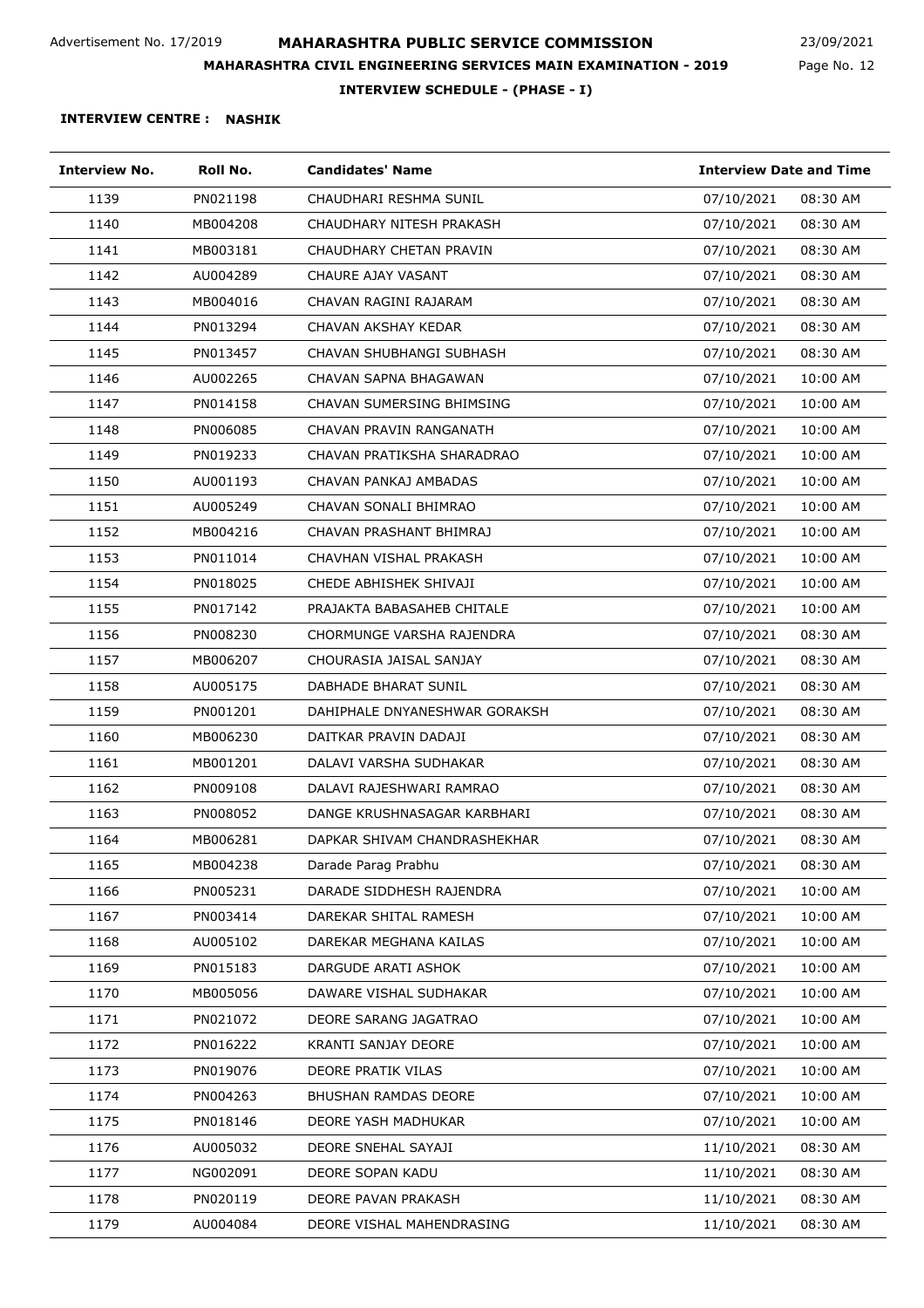Advertisement No. 17/2019

# MAHARASHTRA PUBLIC SERVICE COMMISSION

23/09/2021

## MAHARASHTRA CIVIL ENGINEERING SERVICES MAIN EXAMINATION - 2019

### INTERVIEW SCHEDULE - (PHASE - I)

**INTERVIEW CENTRE : NASHIK**

| Interview No. | Roll No. | Candidates' Name | Interview Date and Time | |
|---|---|---|---|---|
| 1139 | PN021198 | CHAUDHARI RESHMA SUNIL | 07/10/2021 | 08:30 AM |
| 1140 | MB004208 | CHAUDHARY NITESH PRAKASH | 07/10/2021 | 08:30 AM |
| 1141 | MB003181 | CHAUDHARY CHETAN PRAVIN | 07/10/2021 | 08:30 AM |
| 1142 | AU004289 | CHAURE AJAY VASANT | 07/10/2021 | 08:30 AM |
| 1143 | MB004016 | CHAVAN RAGINI RAJARAM | 07/10/2021 | 08:30 AM |
| 1144 | PN013294 | CHAVAN AKSHAY KEDAR | 07/10/2021 | 08:30 AM |
| 1145 | PN013457 | CHAVAN SHUBHANGI SUBHASH | 07/10/2021 | 08:30 AM |
| 1146 | AU002265 | CHAVAN SAPNA BHAGAWAN | 07/10/2021 | 10:00 AM |
| 1147 | PN014158 | CHAVAN SUMERSING BHIMSING | 07/10/2021 | 10:00 AM |
| 1148 | PN006085 | CHAVAN PRAVIN RANGANATH | 07/10/2021 | 10:00 AM |
| 1149 | PN019233 | CHAVAN PRATIKSHA SHARADRAO | 07/10/2021 | 10:00 AM |
| 1150 | AU001193 | CHAVAN PANKAJ AMBADAS | 07/10/2021 | 10:00 AM |
| 1151 | AU005249 | CHAVAN SONALI BHIMRAO | 07/10/2021 | 10:00 AM |
| 1152 | MB004216 | CHAVAN PRASHANT BHIMRAJ | 07/10/2021 | 10:00 AM |
| 1153 | PN011014 | CHAVHAN VISHAL PRAKASH | 07/10/2021 | 10:00 AM |
| 1154 | PN018025 | CHEDE ABHISHEK SHIVAJI | 07/10/2021 | 10:00 AM |
| 1155 | PN017142 | PRAJAKTA BABASAHEB CHITALE | 07/10/2021 | 10:00 AM |
| 1156 | PN008230 | CHORMUNGE VARSHA RAJENDRA | 07/10/2021 | 08:30 AM |
| 1157 | MB006207 | CHOURASIA JAISAL SANJAY | 07/10/2021 | 08:30 AM |
| 1158 | AU005175 | DABHADE BHARAT SUNIL | 07/10/2021 | 08:30 AM |
| 1159 | PN001201 | DAHIPHALE DNYANESHWAR GORAKSH | 07/10/2021 | 08:30 AM |
| 1160 | MB006230 | DAITKAR PRAVIN DADAJI | 07/10/2021 | 08:30 AM |
| 1161 | MB001201 | DALAVI VARSHA SUDHAKAR | 07/10/2021 | 08:30 AM |
| 1162 | PN009108 | DALAVI RAJESHWARI RAMRAO | 07/10/2021 | 08:30 AM |
| 1163 | PN008052 | DANGE KRUSHNASAGAR KARBHARI | 07/10/2021 | 08:30 AM |
| 1164 | MB006281 | DAPKAR SHIVAM CHANDRASHEKHAR | 07/10/2021 | 08:30 AM |
| 1165 | MB004238 | Darade Parag Prabhu | 07/10/2021 | 08:30 AM |
| 1166 | PN005231 | DARADE SIDDHESH RAJENDRA | 07/10/2021 | 10:00 AM |
| 1167 | PN003414 | DAREKAR SHITAL RAMESH | 07/10/2021 | 10:00 AM |
| 1168 | AU005102 | DAREKAR MEGHANA KAILAS | 07/10/2021 | 10:00 AM |
| 1169 | PN015183 | DARGUDE ARATI ASHOK | 07/10/2021 | 10:00 AM |
| 1170 | MB005056 | DAWARE VISHAL SUDHAKAR | 07/10/2021 | 10:00 AM |
| 1171 | PN021072 | DEORE SARANG JAGATRAO | 07/10/2021 | 10:00 AM |
| 1172 | PN016222 | KRANTI SANJAY DEORE | 07/10/2021 | 10:00 AM |
| 1173 | PN019076 | DEORE PRATIK VILAS | 07/10/2021 | 10:00 AM |
| 1174 | PN004263 | BHUSHAN RAMDAS DEORE | 07/10/2021 | 10:00 AM |
| 1175 | PN018146 | DEORE YASH MADHUKAR | 07/10/2021 | 10:00 AM |
| 1176 | AU005032 | DEORE SNEHAL SAYAJI | 11/10/2021 | 08:30 AM |
| 1177 | NG002091 | DEORE SOPAN KADU | 11/10/2021 | 08:30 AM |
| 1178 | PN020119 | DEORE PAVAN PRAKASH | 11/10/2021 | 08:30 AM |
| 1179 | AU004084 | DEORE VISHAL MAHENDRASING | 11/10/2021 | 08:30 AM |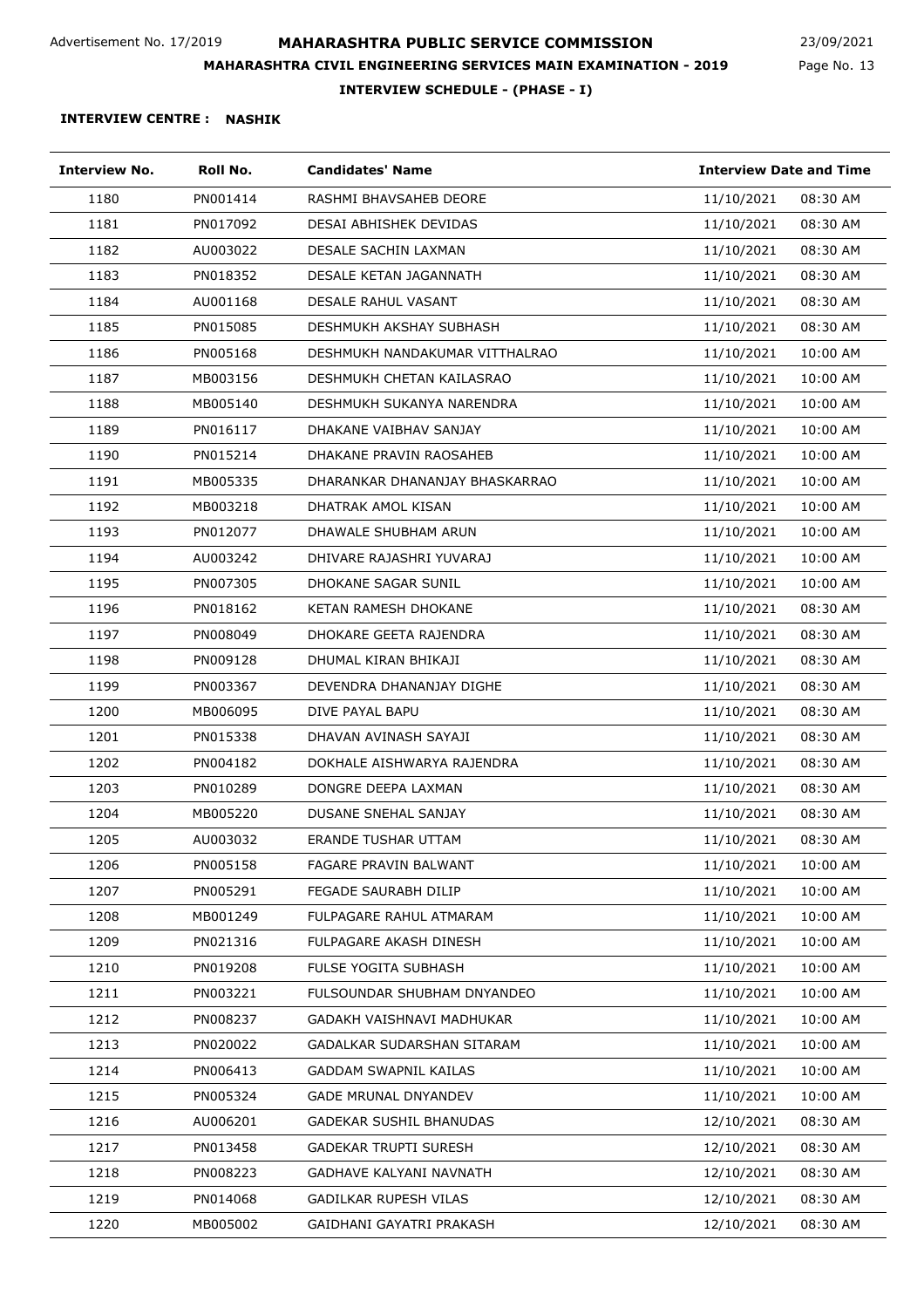Advertisement No. 17/2019

# MAHARASHTRA PUBLIC SERVICE COMMISSION

23/09/2021

## MAHARASHTRA CIVIL ENGINEERING SERVICES MAIN EXAMINATION - 2019

### INTERVIEW SCHEDULE - (PHASE - I)

**INTERVIEW CENTRE : NASHIK**

| Interview No. | Roll No. | Candidates' Name | Interview Date and Time | |
|---|---|---|---|---|
| 1180 | PN001414 | RASHMI BHAVSAHEB DEORE | 11/10/2021 | 08:30 AM |
| 1181 | PN017092 | DESAI ABHISHEK DEVIDAS | 11/10/2021 | 08:30 AM |
| 1182 | AU003022 | DESALE SACHIN LAXMAN | 11/10/2021 | 08:30 AM |
| 1183 | PN018352 | DESALE KETAN JAGANNATH | 11/10/2021 | 08:30 AM |
| 1184 | AU001168 | DESALE RAHUL VASANT | 11/10/2021 | 08:30 AM |
| 1185 | PN015085 | DESHMUKH AKSHAY SUBHASH | 11/10/2021 | 08:30 AM |
| 1186 | PN005168 | DESHMUKH NANDAKUMAR VITTHALRAO | 11/10/2021 | 10:00 AM |
| 1187 | MB003156 | DESHMUKH CHETAN KAILASRAO | 11/10/2021 | 10:00 AM |
| 1188 | MB005140 | DESHMUKH SUKANYA NARENDRA | 11/10/2021 | 10:00 AM |
| 1189 | PN016117 | DHAKANE VAIBHAV SANJAY | 11/10/2021 | 10:00 AM |
| 1190 | PN015214 | DHAKANE PRAVIN RAOSAHEB | 11/10/2021 | 10:00 AM |
| 1191 | MB005335 | DHARANKAR DHANANJAY BHASKARRAO | 11/10/2021 | 10:00 AM |
| 1192 | MB003218 | DHATRAK AMOL KISAN | 11/10/2021 | 10:00 AM |
| 1193 | PN012077 | DHAWALE SHUBHAM ARUN | 11/10/2021 | 10:00 AM |
| 1194 | AU003242 | DHIVARE RAJASHRI YUVARAJ | 11/10/2021 | 10:00 AM |
| 1195 | PN007305 | DHOKANE SAGAR SUNIL | 11/10/2021 | 10:00 AM |
| 1196 | PN018162 | KETAN RAMESH DHOKANE | 11/10/2021 | 08:30 AM |
| 1197 | PN008049 | DHOKARE GEETA RAJENDRA | 11/10/2021 | 08:30 AM |
| 1198 | PN009128 | DHUMAL KIRAN BHIKAJI | 11/10/2021 | 08:30 AM |
| 1199 | PN003367 | DEVENDRA DHANANJAY DIGHE | 11/10/2021 | 08:30 AM |
| 1200 | MB006095 | DIVE PAYAL BAPU | 11/10/2021 | 08:30 AM |
| 1201 | PN015338 | DHAVAN AVINASH SAYAJI | 11/10/2021 | 08:30 AM |
| 1202 | PN004182 | DOKHALE AISHWARYA RAJENDRA | 11/10/2021 | 08:30 AM |
| 1203 | PN010289 | DONGRE DEEPA LAXMAN | 11/10/2021 | 08:30 AM |
| 1204 | MB005220 | DUSANE SNEHAL SANJAY | 11/10/2021 | 08:30 AM |
| 1205 | AU003032 | ERANDE TUSHAR UTTAM | 11/10/2021 | 08:30 AM |
| 1206 | PN005158 | FAGARE PRAVIN BALWANT | 11/10/2021 | 10:00 AM |
| 1207 | PN005291 | FEGADE SAURABH DILIP | 11/10/2021 | 10:00 AM |
| 1208 | MB001249 | FULPAGARE RAHUL ATMARAM | 11/10/2021 | 10:00 AM |
| 1209 | PN021316 | FULPAGARE AKASH DINESH | 11/10/2021 | 10:00 AM |
| 1210 | PN019208 | FULSE YOGITA SUBHASH | 11/10/2021 | 10:00 AM |
| 1211 | PN003221 | FULSOUNDAR SHUBHAM DNYANDEO | 11/10/2021 | 10:00 AM |
| 1212 | PN008237 | GADAKH VAISHNAVI MADHUKAR | 11/10/2021 | 10:00 AM |
| 1213 | PN020022 | GADALKAR SUDARSHAN SITARAM | 11/10/2021 | 10:00 AM |
| 1214 | PN006413 | GADDAM SWAPNIL KAILAS | 11/10/2021 | 10:00 AM |
| 1215 | PN005324 | GADE MRUNAL DNYANDEV | 11/10/2021 | 10:00 AM |
| 1216 | AU006201 | GADEKAR SUSHIL BHANUDAS | 12/10/2021 | 08:30 AM |
| 1217 | PN013458 | GADEKAR TRUPTI SURESH | 12/10/2021 | 08:30 AM |
| 1218 | PN008223 | GADHAVE KALYANI NAVNATH | 12/10/2021 | 08:30 AM |
| 1219 | PN014068 | GADILKAR RUPESH VILAS | 12/10/2021 | 08:30 AM |
| 1220 | MB005002 | GAIDHANI GAYATRI PRAKASH | 12/10/2021 | 08:30 AM |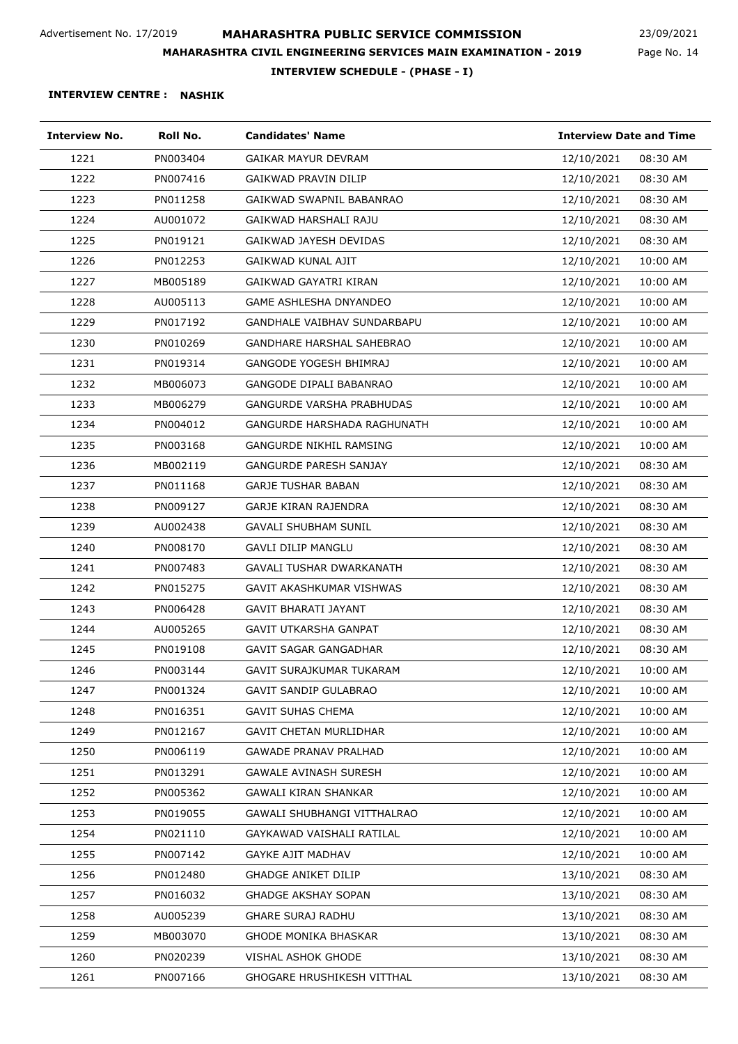Advertisement No. 17/2019

# MAHARASHTRA PUBLIC SERVICE COMMISSION

23/09/2021

## MAHARASHTRA CIVIL ENGINEERING SERVICES MAIN EXAMINATION - 2019

### INTERVIEW SCHEDULE - (PHASE - I)

**INTERVIEW CENTRE : NASHIK**

| Interview No. | Roll No. | Candidates' Name | Interview Date and Time | |
|---|---|---|---|---|
| 1221 | PN003404 | GAIKAR MAYUR DEVRAM | 12/10/2021 | 08:30 AM |
| 1222 | PN007416 | GAIKWAD PRAVIN DILIP | 12/10/2021 | 08:30 AM |
| 1223 | PN011258 | GAIKWAD SWAPNIL BABANRAO | 12/10/2021 | 08:30 AM |
| 1224 | AU001072 | GAIKWAD HARSHALI RAJU | 12/10/2021 | 08:30 AM |
| 1225 | PN019121 | GAIKWAD JAYESH DEVIDAS | 12/10/2021 | 08:30 AM |
| 1226 | PN012253 | GAIKWAD KUNAL AJIT | 12/10/2021 | 10:00 AM |
| 1227 | MB005189 | GAIKWAD GAYATRI KIRAN | 12/10/2021 | 10:00 AM |
| 1228 | AU005113 | GAME ASHLESHA DNYANDEO | 12/10/2021 | 10:00 AM |
| 1229 | PN017192 | GANDHALE VAIBHAV SUNDARBAPU | 12/10/2021 | 10:00 AM |
| 1230 | PN010269 | GANDHARE HARSHAL SAHEBRAO | 12/10/2021 | 10:00 AM |
| 1231 | PN019314 | GANGODE YOGESH BHIMRAJ | 12/10/2021 | 10:00 AM |
| 1232 | MB006073 | GANGODE DIPALI BABANRAO | 12/10/2021 | 10:00 AM |
| 1233 | MB006279 | GANGURDE VARSHA PRABHUDAS | 12/10/2021 | 10:00 AM |
| 1234 | PN004012 | GANGURDE HARSHADA RAGHUNATH | 12/10/2021 | 10:00 AM |
| 1235 | PN003168 | GANGURDE NIKHIL RAMSING | 12/10/2021 | 10:00 AM |
| 1236 | MB002119 | GANGURDE PARESH SANJAY | 12/10/2021 | 08:30 AM |
| 1237 | PN011168 | GARJE TUSHAR BABAN | 12/10/2021 | 08:30 AM |
| 1238 | PN009127 | GARJE KIRAN RAJENDRA | 12/10/2021 | 08:30 AM |
| 1239 | AU002438 | GAVALI SHUBHAM SUNIL | 12/10/2021 | 08:30 AM |
| 1240 | PN008170 | GAVLI DILIP MANGLU | 12/10/2021 | 08:30 AM |
| 1241 | PN007483 | GAVALI TUSHAR DWARKANATH | 12/10/2021 | 08:30 AM |
| 1242 | PN015275 | GAVIT AKASHKUMAR VISHWAS | 12/10/2021 | 08:30 AM |
| 1243 | PN006428 | GAVIT BHARATI JAYANT | 12/10/2021 | 08:30 AM |
| 1244 | AU005265 | GAVIT UTKARSHA GANPAT | 12/10/2021 | 08:30 AM |
| 1245 | PN019108 | GAVIT SAGAR GANGADHAR | 12/10/2021 | 08:30 AM |
| 1246 | PN003144 | GAVIT SURAJKUMAR TUKARAM | 12/10/2021 | 10:00 AM |
| 1247 | PN001324 | GAVIT SANDIP GULABRAO | 12/10/2021 | 10:00 AM |
| 1248 | PN016351 | GAVIT SUHAS CHEMA | 12/10/2021 | 10:00 AM |
| 1249 | PN012167 | GAVIT CHETAN MURLIDHAR | 12/10/2021 | 10:00 AM |
| 1250 | PN006119 | GAWADE PRANAV PRALHAD | 12/10/2021 | 10:00 AM |
| 1251 | PN013291 | GAWALE AVINASH SURESH | 12/10/2021 | 10:00 AM |
| 1252 | PN005362 | GAWALI KIRAN SHANKAR | 12/10/2021 | 10:00 AM |
| 1253 | PN019055 | GAWALI SHUBHANGI VITTHALRAO | 12/10/2021 | 10:00 AM |
| 1254 | PN021110 | GAYKAWAD VAISHALI RATILAL | 12/10/2021 | 10:00 AM |
| 1255 | PN007142 | GAYKE AJIT MADHAV | 12/10/2021 | 10:00 AM |
| 1256 | PN012480 | GHADGE ANIKET DILIP | 13/10/2021 | 08:30 AM |
| 1257 | PN016032 | GHADGE AKSHAY SOPAN | 13/10/2021 | 08:30 AM |
| 1258 | AU005239 | GHARE SURAJ RADHU | 13/10/2021 | 08:30 AM |
| 1259 | MB003070 | GHODE MONIKA BHASKAR | 13/10/2021 | 08:30 AM |
| 1260 | PN020239 | VISHAL ASHOK GHODE | 13/10/2021 | 08:30 AM |
| 1261 | PN007166 | GHOGARE HRUSHIKESH VITTHAL | 13/10/2021 | 08:30 AM |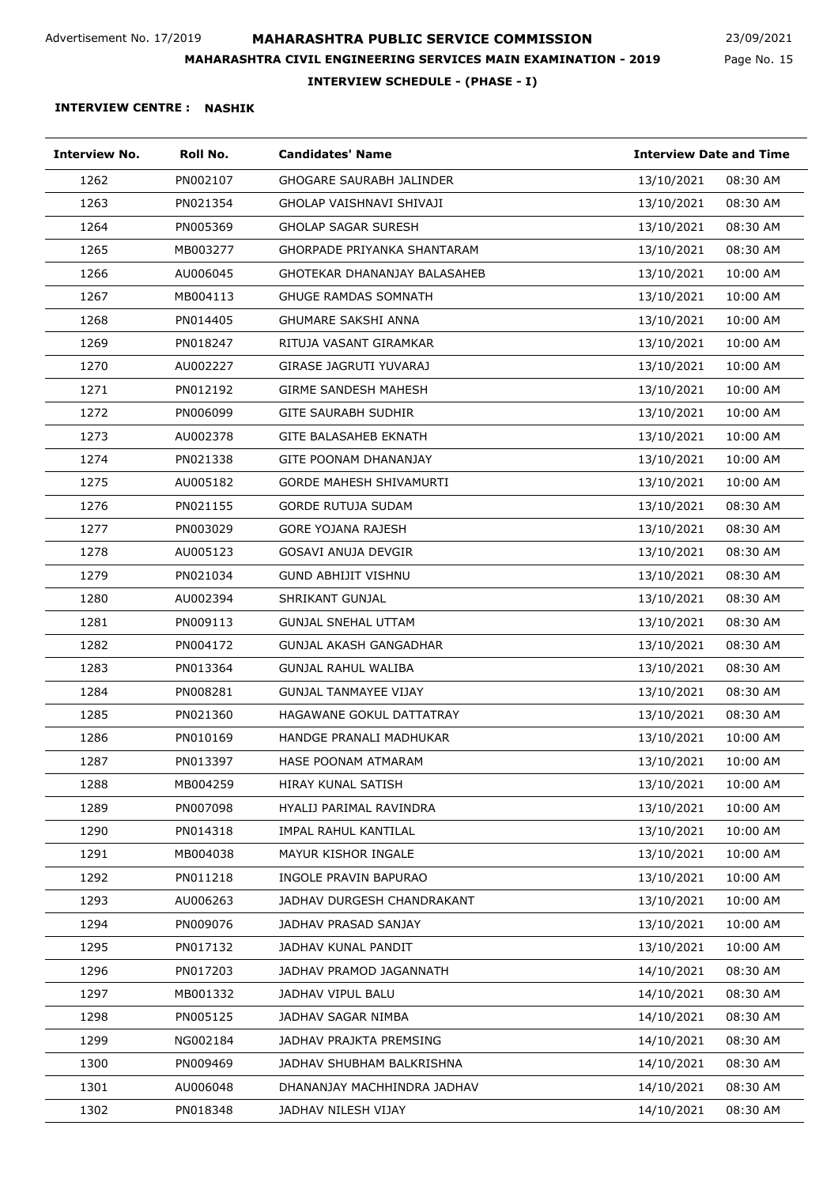**INTERVIEW CENTRE : NASHIK**

| Interview No. | Roll No. | Candidates' Name | Interview Date and Time | |
|---|---|---|---|---|
| 1262 | PN002107 | GHOGARE SAURABH JALINDER | 13/10/2021 | 08:30 AM |
| 1263 | PN021354 | GHOLAP VAISHNAVI SHIVAJI | 13/10/2021 | 08:30 AM |
| 1264 | PN005369 | GHOLAP SAGAR SURESH | 13/10/2021 | 08:30 AM |
| 1265 | MB003277 | GHORPADE PRIYANKA SHANTARAM | 13/10/2021 | 08:30 AM |
| 1266 | AU006045 | GHOTEKAR DHANANJAY BALASAHEB | 13/10/2021 | 10:00 AM |
| 1267 | MB004113 | GHUGE RAMDAS SOMNATH | 13/10/2021 | 10:00 AM |
| 1268 | PN014405 | GHUMARE SAKSHI ANNA | 13/10/2021 | 10:00 AM |
| 1269 | PN018247 | RITUJA VASANT GIRAMKAR | 13/10/2021 | 10:00 AM |
| 1270 | AU002227 | GIRASE JAGRUTI YUVARAJ | 13/10/2021 | 10:00 AM |
| 1271 | PN012192 | GIRME SANDESH MAHESH | 13/10/2021 | 10:00 AM |
| 1272 | PN006099 | GITE SAURABH SUDHIR | 13/10/2021 | 10:00 AM |
| 1273 | AU002378 | GITE BALASAHEB EKNATH | 13/10/2021 | 10:00 AM |
| 1274 | PN021338 | GITE POONAM DHANANJAY | 13/10/2021 | 10:00 AM |
| 1275 | AU005182 | GORDE MAHESH SHIVAMURTI | 13/10/2021 | 10:00 AM |
| 1276 | PN021155 | GORDE RUTUJA SUDAM | 13/10/2021 | 08:30 AM |
| 1277 | PN003029 | GORE YOJANA RAJESH | 13/10/2021 | 08:30 AM |
| 1278 | AU005123 | GOSAVI ANUJA DEVGIR | 13/10/2021 | 08:30 AM |
| 1279 | PN021034 | GUND ABHIJIT VISHNU | 13/10/2021 | 08:30 AM |
| 1280 | AU002394 | SHRIKANT GUNJAL | 13/10/2021 | 08:30 AM |
| 1281 | PN009113 | GUNJAL SNEHAL UTTAM | 13/10/2021 | 08:30 AM |
| 1282 | PN004172 | GUNJAL AKASH GANGADHAR | 13/10/2021 | 08:30 AM |
| 1283 | PN013364 | GUNJAL RAHUL WALIBA | 13/10/2021 | 08:30 AM |
| 1284 | PN008281 | GUNJAL TANMAYEE VIJAY | 13/10/2021 | 08:30 AM |
| 1285 | PN021360 | HAGAWANE GOKUL DATTATRAY | 13/10/2021 | 08:30 AM |
| 1286 | PN010169 | HANDGE PRANALI MADHUKAR | 13/10/2021 | 10:00 AM |
| 1287 | PN013397 | HASE POONAM ATMARAM | 13/10/2021 | 10:00 AM |
| 1288 | MB004259 | HIRAY KUNAL SATISH | 13/10/2021 | 10:00 AM |
| 1289 | PN007098 | HYALIJ PARIMAL RAVINDRA | 13/10/2021 | 10:00 AM |
| 1290 | PN014318 | IMPAL RAHUL KANTILAL | 13/10/2021 | 10:00 AM |
| 1291 | MB004038 | MAYUR KISHOR INGALE | 13/10/2021 | 10:00 AM |
| 1292 | PN011218 | INGOLE PRAVIN BAPURAO | 13/10/2021 | 10:00 AM |
| 1293 | AU006263 | JADHAV DURGESH CHANDRAKANT | 13/10/2021 | 10:00 AM |
| 1294 | PN009076 | JADHAV PRASAD SANJAY | 13/10/2021 | 10:00 AM |
| 1295 | PN017132 | JADHAV KUNAL PANDIT | 13/10/2021 | 10:00 AM |
| 1296 | PN017203 | JADHAV PRAMOD JAGANNATH | 14/10/2021 | 08:30 AM |
| 1297 | MB001332 | JADHAV VIPUL BALU | 14/10/2021 | 08:30 AM |
| 1298 | PN005125 | JADHAV SAGAR NIMBA | 14/10/2021 | 08:30 AM |
| 1299 | NG002184 | JADHAV PRAJKTA PREMSING | 14/10/2021 | 08:30 AM |
| 1300 | PN009469 | JADHAV SHUBHAM BALKRISHNA | 14/10/2021 | 08:30 AM |
| 1301 | AU006048 | DHANANJAY MACHHINDRA JADHAV | 14/10/2021 | 08:30 AM |
| 1302 | PN018348 | JADHAV NILESH VIJAY | 14/10/2021 | 08:30 AM |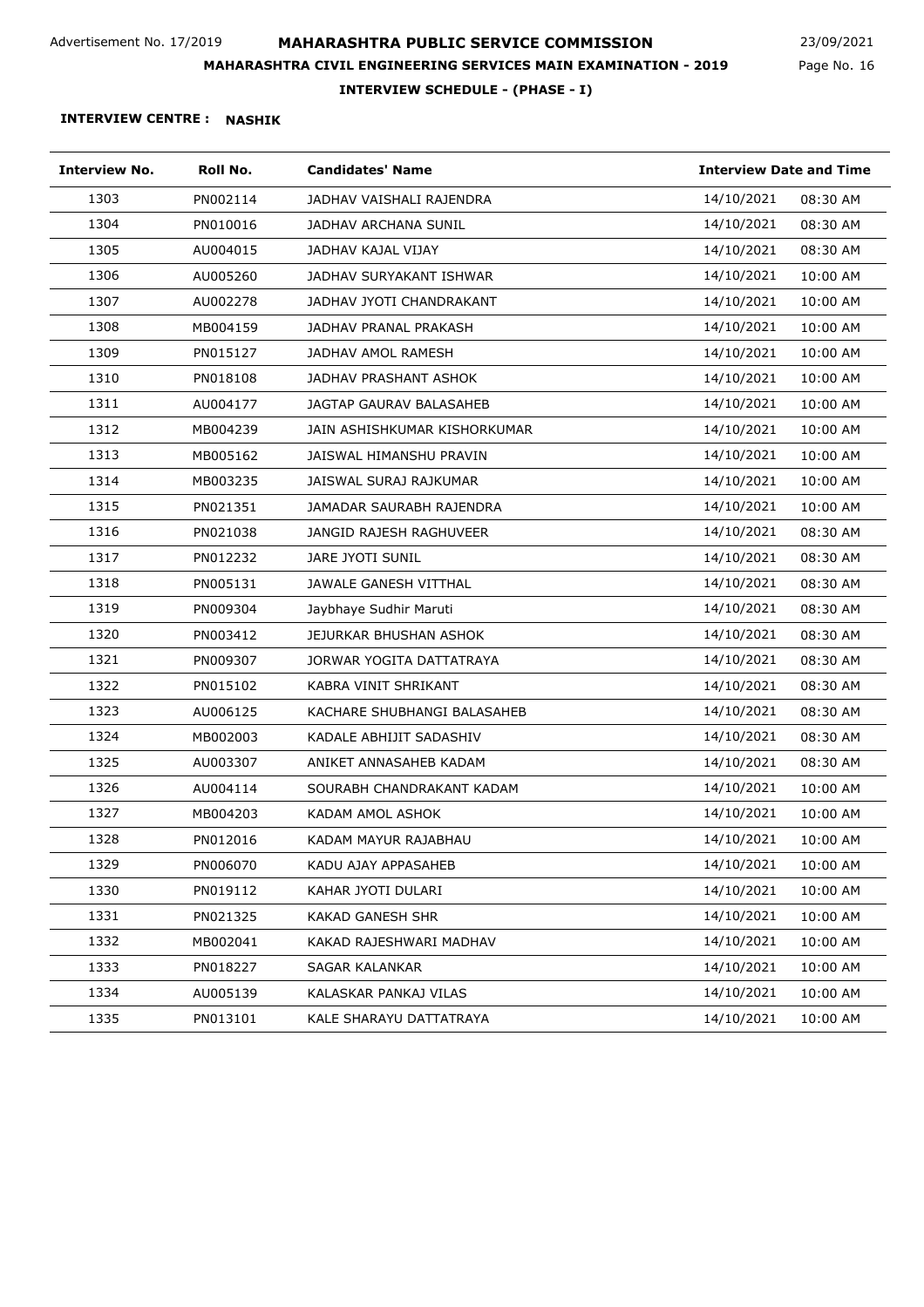**INTERVIEW CENTRE : NASHIK**

| Interview No. | Roll No. | Candidates' Name | Interview Date and Time | |
|---|---|---|---|---|
| 1303 | PN002114 | JADHAV VAISHALI RAJENDRA | 14/10/2021 | 08:30 AM |
| 1304 | PN010016 | JADHAV ARCHANA SUNIL | 14/10/2021 | 08:30 AM |
| 1305 | AU004015 | JADHAV KAJAL VIJAY | 14/10/2021 | 08:30 AM |
| 1306 | AU005260 | JADHAV SURYAKANT ISHWAR | 14/10/2021 | 10:00 AM |
| 1307 | AU002278 | JADHAV JYOTI CHANDRAKANT | 14/10/2021 | 10:00 AM |
| 1308 | MB004159 | JADHAV PRANAL PRAKASH | 14/10/2021 | 10:00 AM |
| 1309 | PN015127 | JADHAV AMOL RAMESH | 14/10/2021 | 10:00 AM |
| 1310 | PN018108 | JADHAV PRASHANT ASHOK | 14/10/2021 | 10:00 AM |
| 1311 | AU004177 | JAGTAP GAURAV BALASAHEB | 14/10/2021 | 10:00 AM |
| 1312 | MB004239 | JAIN ASHISHKUMAR KISHORKUMAR | 14/10/2021 | 10:00 AM |
| 1313 | MB005162 | JAISWAL HIMANSHU PRAVIN | 14/10/2021 | 10:00 AM |
| 1314 | MB003235 | JAISWAL SURAJ RAJKUMAR | 14/10/2021 | 10:00 AM |
| 1315 | PN021351 | JAMADAR SAURABH RAJENDRA | 14/10/2021 | 10:00 AM |
| 1316 | PN021038 | JANGID RAJESH RAGHUVEER | 14/10/2021 | 08:30 AM |
| 1317 | PN012232 | JARE JYOTI SUNIL | 14/10/2021 | 08:30 AM |
| 1318 | PN005131 | JAWALE GANESH VITTHAL | 14/10/2021 | 08:30 AM |
| 1319 | PN009304 | Jaybhaye Sudhir Maruti | 14/10/2021 | 08:30 AM |
| 1320 | PN003412 | JEJURKAR BHUSHAN ASHOK | 14/10/2021 | 08:30 AM |
| 1321 | PN009307 | JORWAR YOGITA DATTATRAYA | 14/10/2021 | 08:30 AM |
| 1322 | PN015102 | KABRA VINIT SHRIKANT | 14/10/2021 | 08:30 AM |
| 1323 | AU006125 | KACHARE SHUBHANGI BALASAHEB | 14/10/2021 | 08:30 AM |
| 1324 | MB002003 | KADALE ABHIJIT SADASHIV | 14/10/2021 | 08:30 AM |
| 1325 | AU003307 | ANIKET ANNASAHEB KADAM | 14/10/2021 | 08:30 AM |
| 1326 | AU004114 | SOURABH CHANDRAKANT KADAM | 14/10/2021 | 10:00 AM |
| 1327 | MB004203 | KADAM AMOL ASHOK | 14/10/2021 | 10:00 AM |
| 1328 | PN012016 | KADAM MAYUR RAJABHAU | 14/10/2021 | 10:00 AM |
| 1329 | PN006070 | KADU AJAY APPASAHEB | 14/10/2021 | 10:00 AM |
| 1330 | PN019112 | KAHAR JYOTI DULARI | 14/10/2021 | 10:00 AM |
| 1331 | PN021325 | KAKAD GANESH SHR | 14/10/2021 | 10:00 AM |
| 1332 | MB002041 | KAKAD RAJESHWARI MADHAV | 14/10/2021 | 10:00 AM |
| 1333 | PN018227 | SAGAR KALANKAR | 14/10/2021 | 10:00 AM |
| 1334 | AU005139 | KALASKAR PANKAJ VILAS | 14/10/2021 | 10:00 AM |
| 1335 | PN013101 | KALE SHARAYU DATTATRAYA | 14/10/2021 | 10:00 AM |